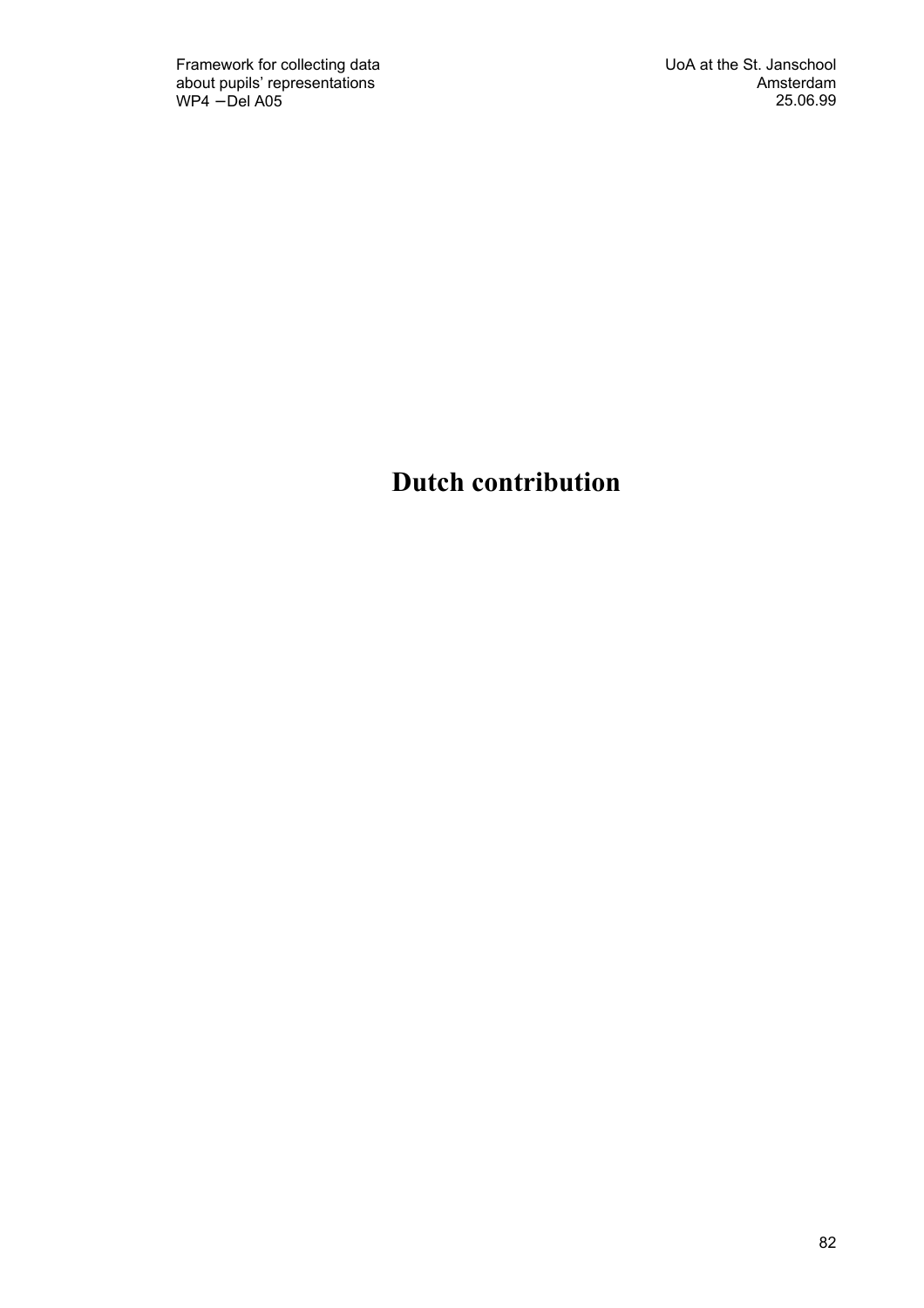# Dutch contribution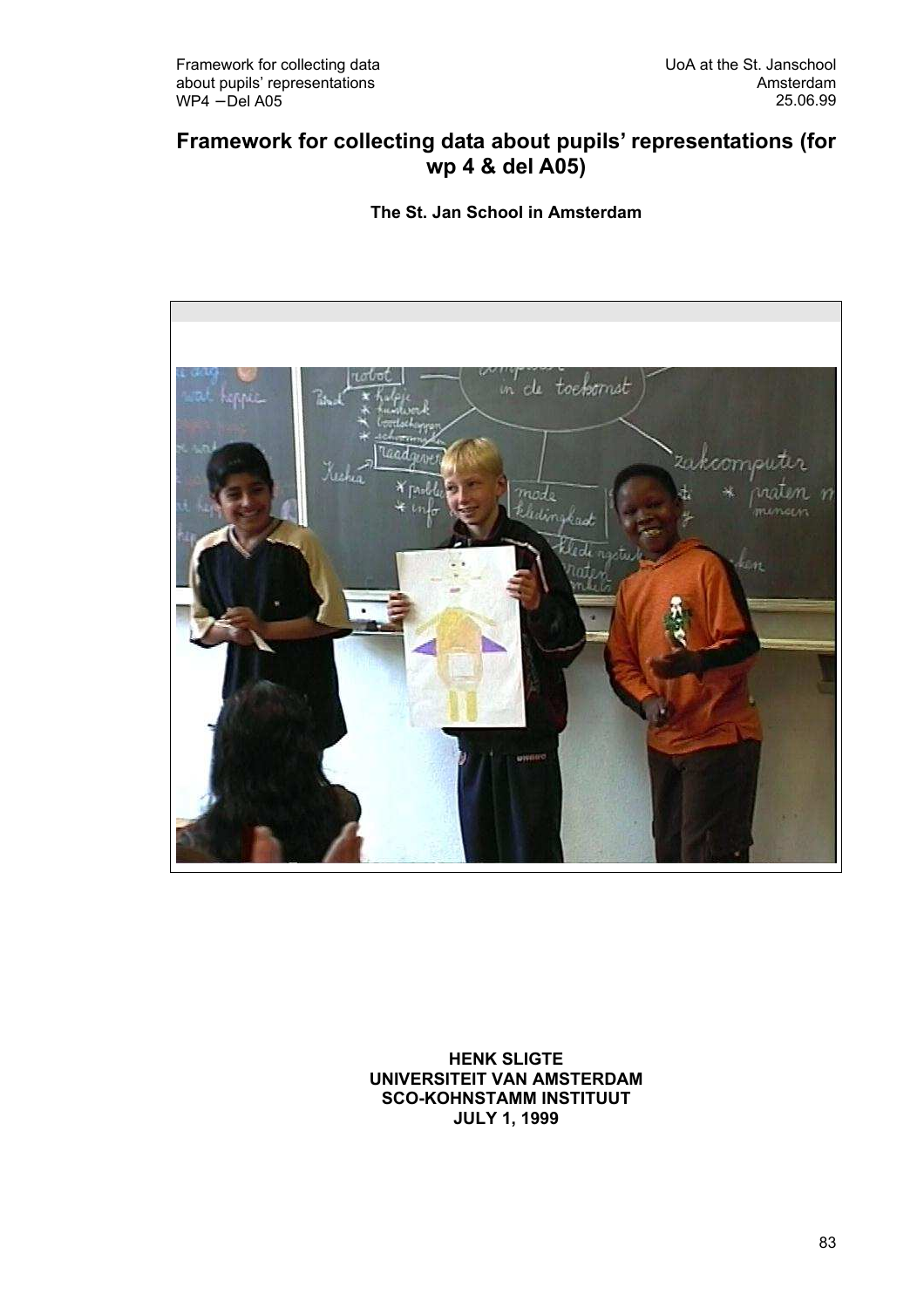# Framework for collecting data about pupils' representations (for wp 4 & del A05)

**The St. Jan School in Amsterdam**

**HENK SLIGTE**
**UNIVERSITEIT VAN AMSTERDAM**
**SCO-KOHNSTAMM INSTITUUT**
**JULY 1, 1999**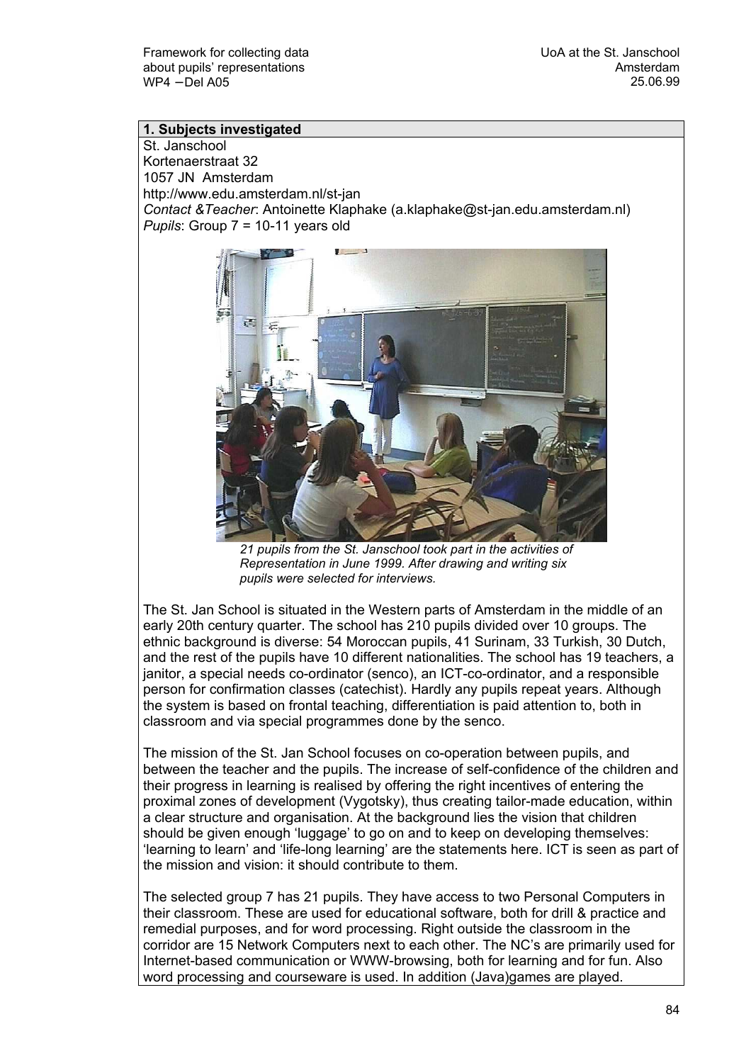## 1. Subjects investigated

St. Janschool
Kortenaerstraat 32
1057 JN Amsterdam
http://www.edu.amsterdam.nl/st-jan
*Contact &Teacher*: Antoinette Klaphake (a.klaphake@st-jan.edu.amsterdam.nl)
*Pupils*: Group 7 = 10-11 years old

*21 pupils from the St. Janschool took part in the activities of Representation in June 1999. After drawing and writing six pupils were selected for interviews.*

The St. Jan School is situated in the Western parts of Amsterdam in the middle of an early 20th century quarter. The school has 210 pupils divided over 10 groups. The ethnic background is diverse: 54 Moroccan pupils, 41 Surinam, 33 Turkish, 30 Dutch, and the rest of the pupils have 10 different nationalities. The school has 19 teachers, a janitor, a special needs co-ordinator (senco), an ICT-co-ordinator, and a responsible person for confirmation classes (catechist). Hardly any pupils repeat years. Although the system is based on frontal teaching, differentiation is paid attention to, both in classroom and via special programmes done by the senco.

The mission of the St. Jan School focuses on co-operation between pupils, and between the teacher and the pupils. The increase of self-confidence of the children and their progress in learning is realised by offering the right incentives of entering the proximal zones of development (Vygotsky), thus creating tailor-made education, within a clear structure and organisation. At the background lies the vision that children should be given enough 'luggage' to go on and to keep on developing themselves: 'learning to learn' and 'life-long learning' are the statements here. ICT is seen as part of the mission and vision: it should contribute to them.

The selected group 7 has 21 pupils. They have access to two Personal Computers in their classroom. These are used for educational software, both for drill & practice and remedial purposes, and for word processing. Right outside the classroom in the corridor are 15 Network Computers next to each other. The NC's are primarily used for Internet-based communication or WWW-browsing, both for learning and for fun. Also word processing and courseware is used. In addition (Java)games are played.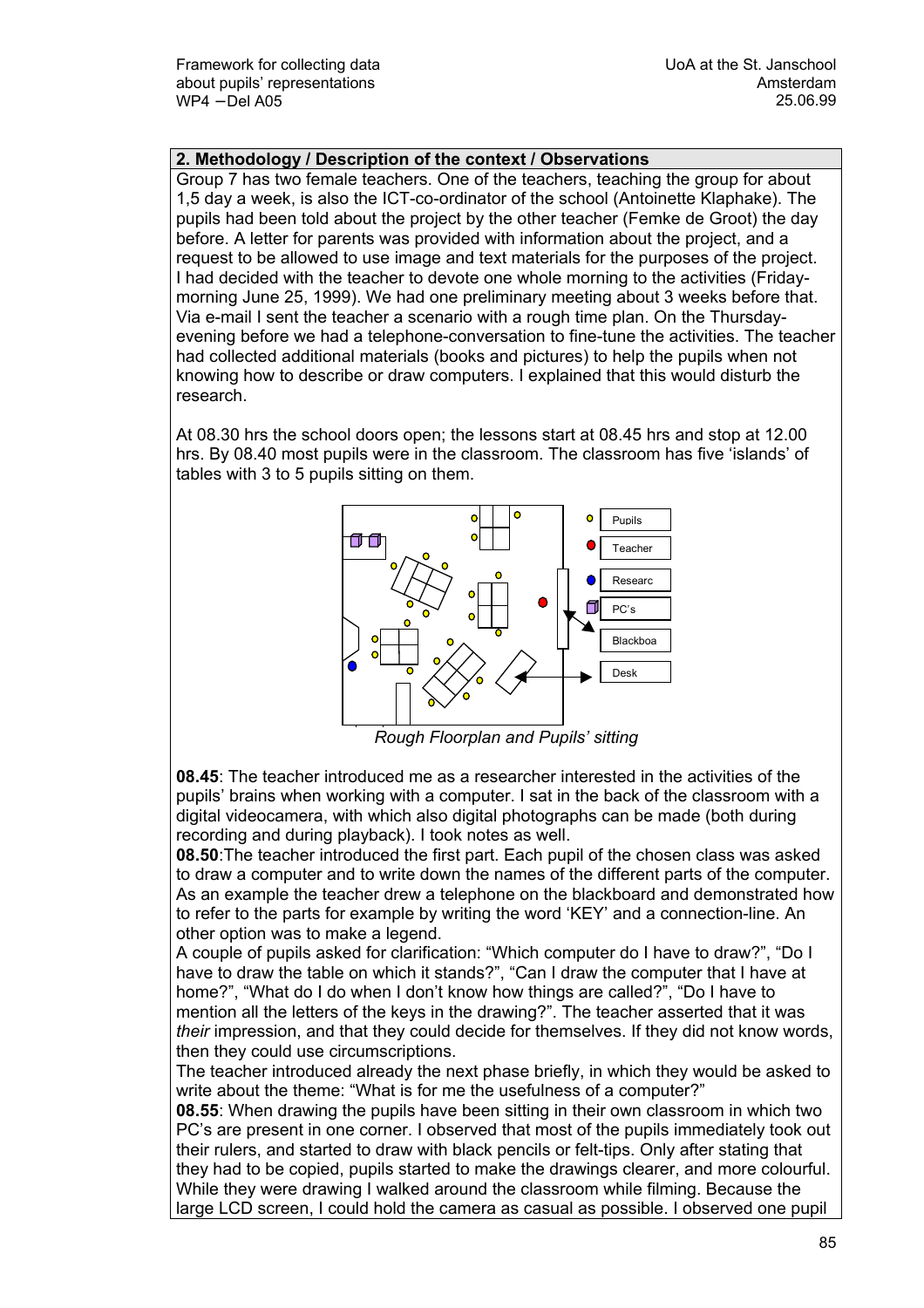## 2. Methodology / Description of the context / Observations

Group 7 has two female teachers. One of the teachers, teaching the group for about 1,5 day a week, is also the ICT-co-ordinator of the school (Antoinette Klaphake). The pupils had been told about the project by the other teacher (Femke de Groot) the day before. A letter for parents was provided with information about the project, and a request to be allowed to use image and text materials for the purposes of the project. I had decided with the teacher to devote one whole morning to the activities (Friday-morning June 25, 1999). We had one preliminary meeting about 3 weeks before that. Via e-mail I sent the teacher a scenario with a rough time plan. On the Thursday-evening before we had a telephone-conversation to fine-tune the activities. The teacher had collected additional materials (books and pictures) to help the pupils when not knowing how to describe or draw computers. I explained that this would disturb the research.

At 08.30 hrs the school doors open; the lessons start at 08.45 hrs and stop at 12.00 hrs. By 08.40 most pupils were in the classroom. The classroom has five 'islands' of tables with 3 to 5 pupils sitting on them.

Pupils
Teacher
Researc
PC's
Blackboa
Desk

*Rough Floorplan and Pupils' sitting*

**08.45**: The teacher introduced me as a researcher interested in the activities of the pupils' brains when working with a computer. I sat in the back of the classroom with a digital videocamera, with which also digital photographs can be made (both during recording and during playback). I took notes as well.

**08.50**:The teacher introduced the first part. Each pupil of the chosen class was asked to draw a computer and to write down the names of the different parts of the computer. As an example the teacher drew a telephone on the blackboard and demonstrated how to refer to the parts for example by writing the word 'KEY' and a connection-line. An other option was to make a legend.

A couple of pupils asked for clarification: "Which computer do I have to draw?", "Do I have to draw the table on which it stands?", "Can I draw the computer that I have at home?", "What do I do when I don't know how things are called?", "Do I have to mention all the letters of the keys in the drawing?". The teacher asserted that it was *their* impression, and that they could decide for themselves. If they did not know words, then they could use circumscriptions.

The teacher introduced already the next phase briefly, in which they would be asked to write about the theme: "What is for me the usefulness of a computer?"

**08.55**: When drawing the pupils have been sitting in their own classroom in which two PC's are present in one corner. I observed that most of the pupils immediately took out their rulers, and started to draw with black pencils or felt-tips. Only after stating that they had to be copied, pupils started to make the drawings clearer, and more colourful. While they were drawing I walked around the classroom while filming. Because the large LCD screen, I could hold the camera as casual as possible. I observed one pupil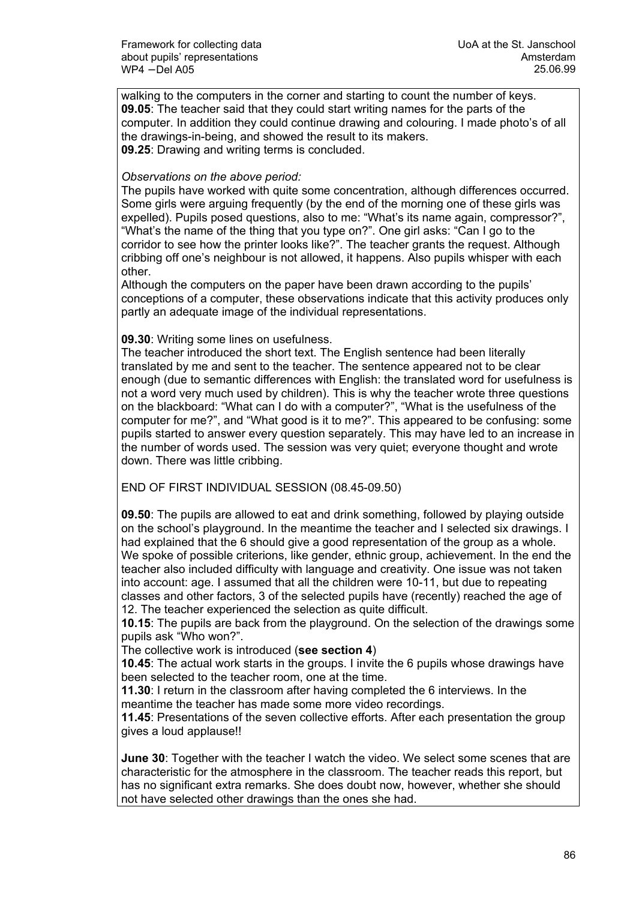walking to the computers in the corner and starting to count the number of keys.
**09.05**: The teacher said that they could start writing names for the parts of the computer. In addition they could continue drawing and colouring. I made photo's of all the drawings-in-being, and showed the result to its makers.
**09.25**: Drawing and writing terms is concluded.

*Observations on the above period:*
The pupils have worked with quite some concentration, although differences occurred. Some girls were arguing frequently (by the end of the morning one of these girls was expelled). Pupils posed questions, also to me: "What's its name again, compressor?", "What's the name of the thing that you type on?". One girl asks: "Can I go to the corridor to see how the printer looks like?". The teacher grants the request. Although cribbing off one's neighbour is not allowed, it happens. Also pupils whisper with each other.
Although the computers on the paper have been drawn according to the pupils' conceptions of a computer, these observations indicate that this activity produces only partly an adequate image of the individual representations.

**09.30**: Writing some lines on usefulness.
The teacher introduced the short text. The English sentence had been literally translated by me and sent to the teacher. The sentence appeared not to be clear enough (due to semantic differences with English: the translated word for usefulness is not a word very much used by children). This is why the teacher wrote three questions on the blackboard: "What can I do with a computer?", "What is the usefulness of the computer for me?", and "What good is it to me?". This appeared to be confusing: some pupils started to answer every question separately. This may have led to an increase in the number of words used. The session was very quiet; everyone thought and wrote down. There was little cribbing.

END OF FIRST INDIVIDUAL SESSION (08.45-09.50)

**09.50**: The pupils are allowed to eat and drink something, followed by playing outside on the school's playground. In the meantime the teacher and I selected six drawings. I had explained that the 6 should give a good representation of the group as a whole. We spoke of possible criterions, like gender, ethnic group, achievement. In the end the teacher also included difficulty with language and creativity. One issue was not taken into account: age. I assumed that all the children were 10-11, but due to repeating classes and other factors, 3 of the selected pupils have (recently) reached the age of 12. The teacher experienced the selection as quite difficult.
**10.15**: The pupils are back from the playground. On the selection of the drawings some pupils ask "Who won?".
The collective work is introduced (**see section 4**)
**10.45**: The actual work starts in the groups. I invite the 6 pupils whose drawings have been selected to the teacher room, one at the time.
**11.30**: I return in the classroom after having completed the 6 interviews. In the meantime the teacher has made some more video recordings.
**11.45**: Presentations of the seven collective efforts. After each presentation the group gives a loud applause!!

**June 30**: Together with the teacher I watch the video. We select some scenes that are characteristic for the atmosphere in the classroom. The teacher reads this report, but has no significant extra remarks. She does doubt now, however, whether she should not have selected other drawings than the ones she had.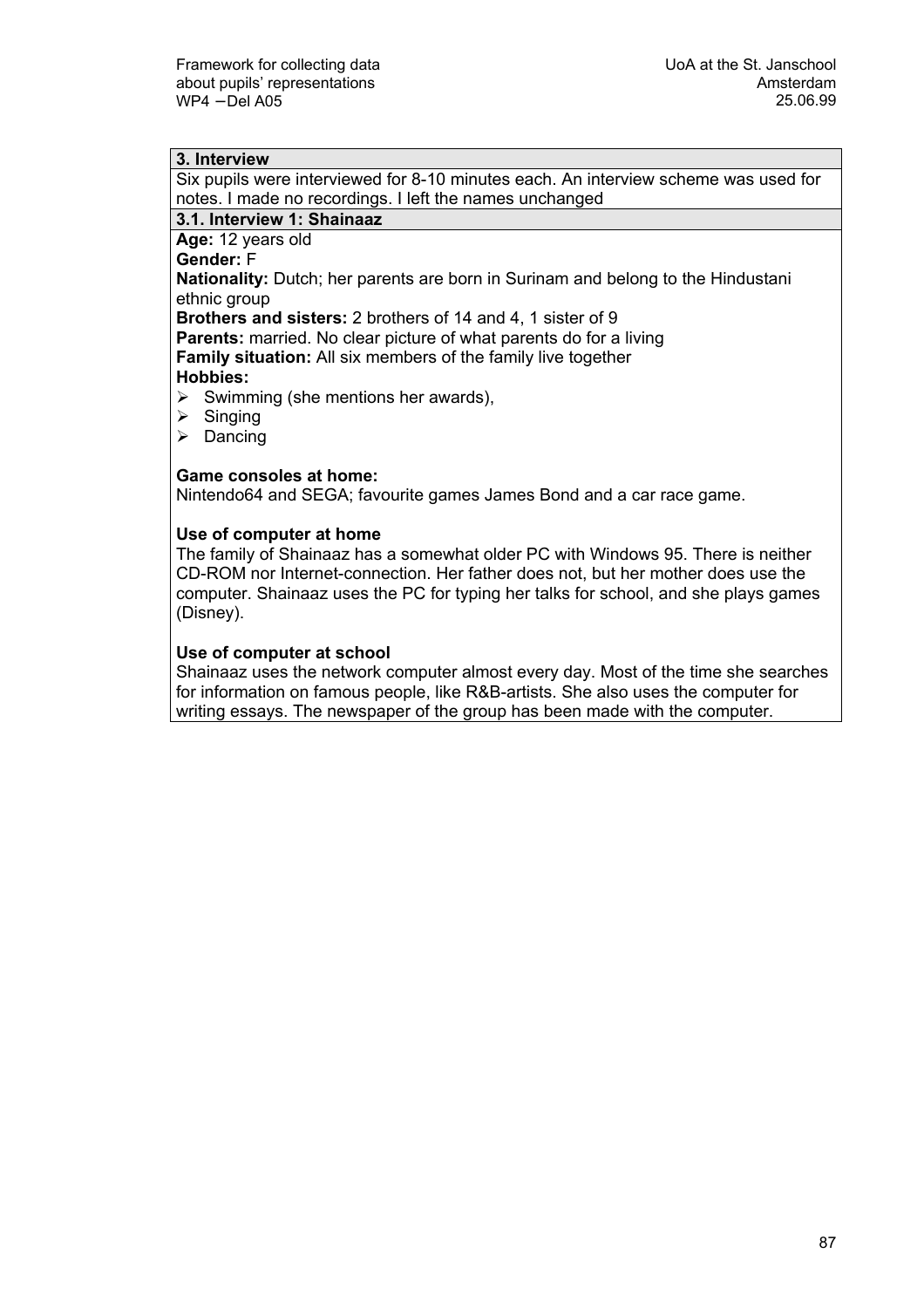## 3. Interview

Six pupils were interviewed for 8-10 minutes each. An interview scheme was used for notes. I made no recordings. I left the names unchanged

### 3.1. Interview 1: Shainaaz

**Age:** 12 years old

**Gender:** F

**Nationality:** Dutch; her parents are born in Surinam and belong to the Hindustani ethnic group

**Brothers and sisters:** 2 brothers of 14 and 4, 1 sister of 9

**Parents:** married. No clear picture of what parents do for a living

**Family situation:** All six members of the family live together

**Hobbies:**

- Swimming (she mentions her awards),
- Singing
- Dancing

**Game consoles at home:**

Nintendo64 and SEGA; favourite games James Bond and a car race game.

**Use of computer at home**

The family of Shainaaz has a somewhat older PC with Windows 95. There is neither CD-ROM nor Internet-connection. Her father does not, but her mother does use the computer. Shainaaz uses the PC for typing her talks for school, and she plays games (Disney).

**Use of computer at school**

Shainaaz uses the network computer almost every day. Most of the time she searches for information on famous people, like R&B-artists. She also uses the computer for writing essays. The newspaper of the group has been made with the computer.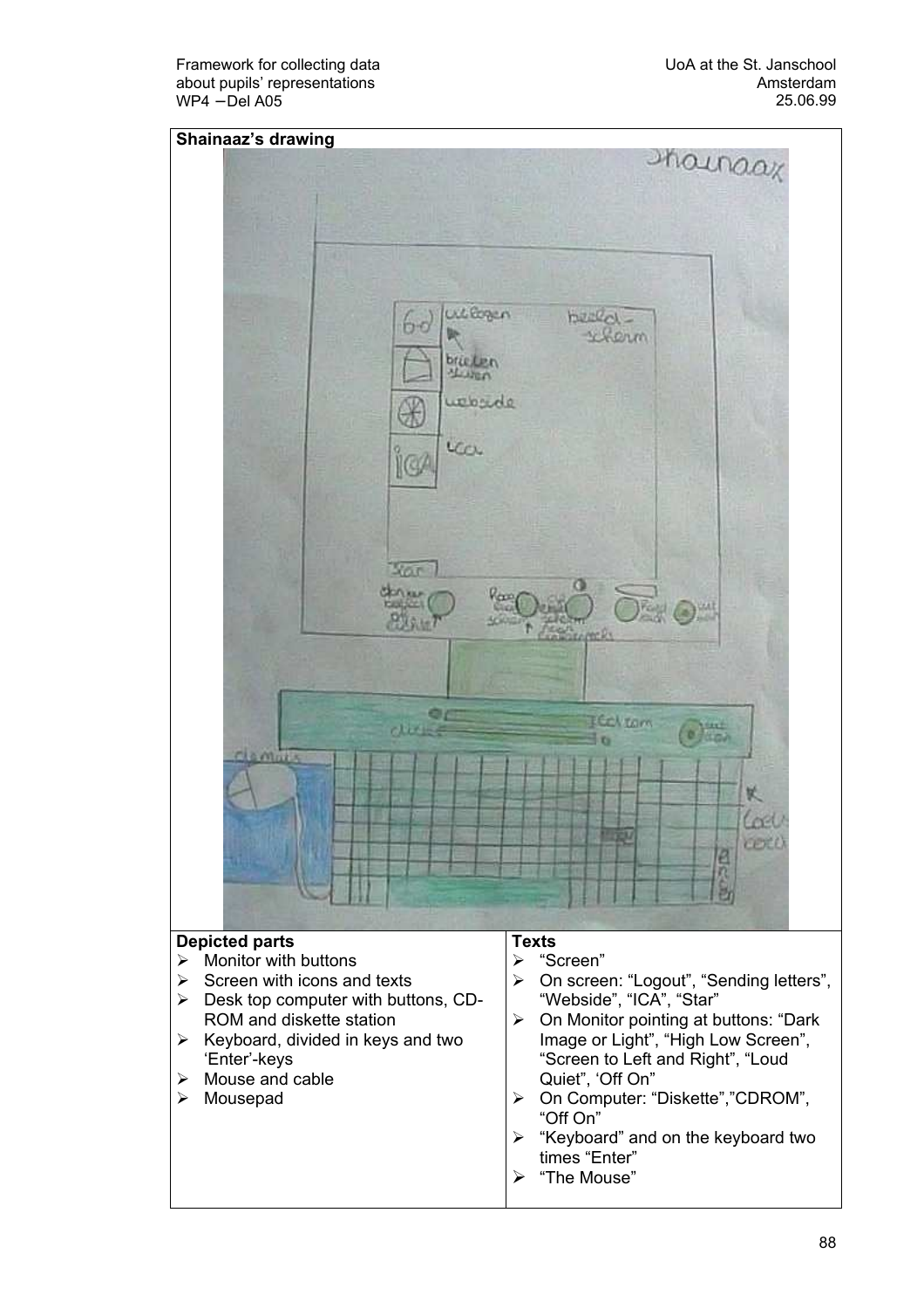**Shainaaz's drawing**

| Depicted parts | Texts |
| --- | --- |
| ➢ Monitor with buttons<br>➢ Screen with icons and texts<br>➢ Desk top computer with buttons, CD-ROM and diskette station<br>➢ Keyboard, divided in keys and two 'Enter'-keys<br>➢ Mouse and cable<br>➢ Mousepad | ➢ "Screen"<br>➢ On screen: "Logout", "Sending letters", "Webside", "ICA", "Star"<br>➢ On Monitor pointing at buttons: "Dark Image or Light", "High Low Screen", "Screen to Left and Right", "Loud Quiet", 'Off On"<br>➢ On Computer: "Diskette","CDROM", "Off On"<br>➢ "Keyboard" and on the keyboard two times "Enter"<br>➢ "The Mouse" |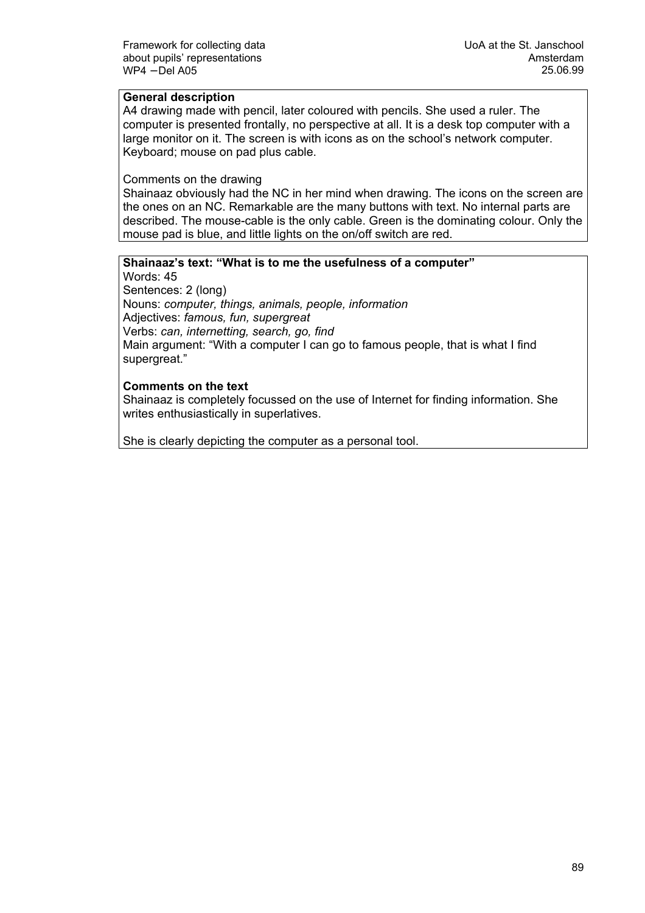**General description**

A4 drawing made with pencil, later coloured with pencils. She used a ruler. The computer is presented frontally, no perspective at all. It is a desk top computer with a large monitor on it. The screen is with icons as on the school's network computer. Keyboard; mouse on pad plus cable.

Comments on the drawing

Shainaaz obviously had the NC in her mind when drawing. The icons on the screen are the ones on an NC. Remarkable are the many buttons with text. No internal parts are described. The mouse-cable is the only cable. Green is the dominating colour. Only the mouse pad is blue, and little lights on the on/off switch are red.

**Shainaaz's text: "What is to me the usefulness of a computer"**

Words: 45
Sentences: 2 (long)
Nouns: *computer, things, animals, people, information*
Adjectives: *famous, fun, supergreat*
Verbs: *can, internetting, search, go, find*
Main argument: "With a computer I can go to famous people, that is what I find supergreat."

**Comments on the text**

Shainaaz is completely focussed on the use of Internet for finding information. She writes enthusiastically in superlatives.

She is clearly depicting the computer as a personal tool.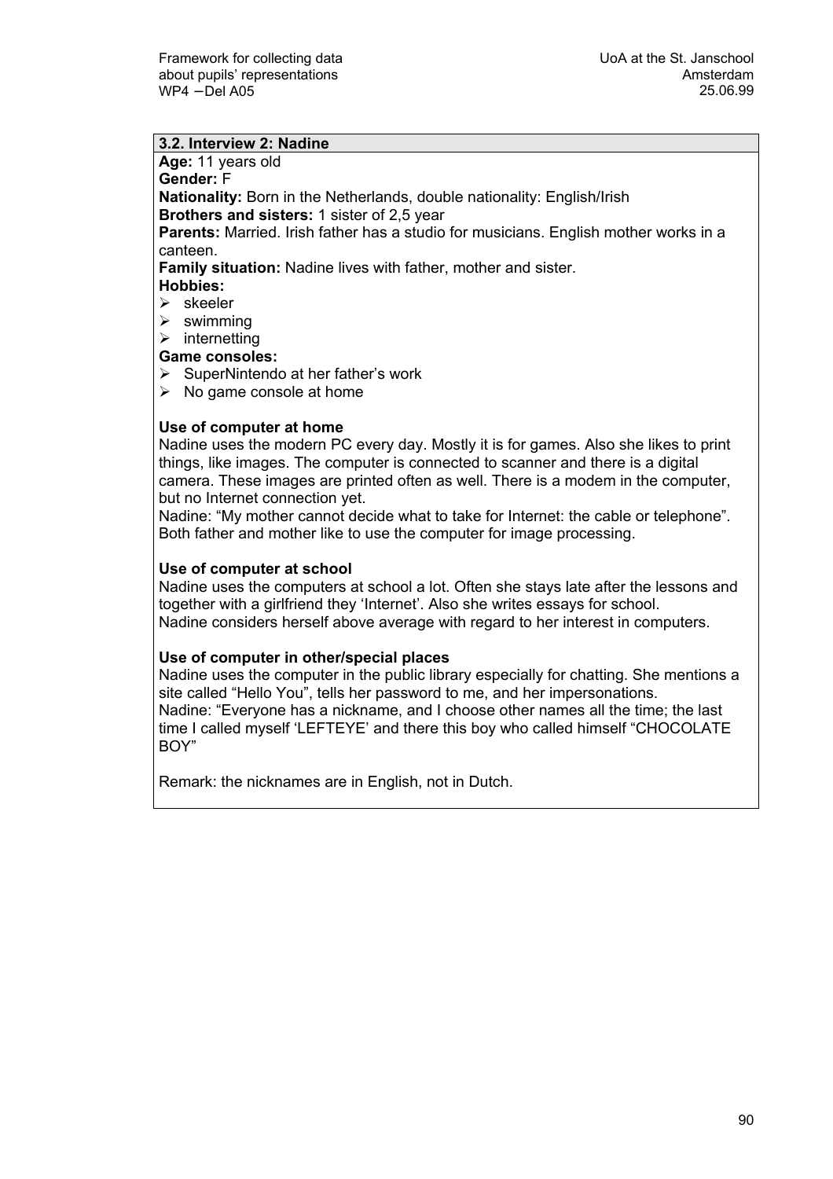### 3.2. Interview 2: Nadine

**Age:** 11 years old
**Gender:** F
**Nationality:** Born in the Netherlands, double nationality: English/Irish
**Brothers and sisters:** 1 sister of 2,5 year
**Parents:** Married. Irish father has a studio for musicians. English mother works in a canteen.
**Family situation:** Nadine lives with father, mother and sister.
**Hobbies:**

- skeeler
- swimming
- internetting

**Game consoles:**

- SuperNintendo at her father's work
- No game console at home

**Use of computer at home**

Nadine uses the modern PC every day. Mostly it is for games. Also she likes to print things, like images. The computer is connected to scanner and there is a digital camera. These images are printed often as well. There is a modem in the computer, but no Internet connection yet.
Nadine: "My mother cannot decide what to take for Internet: the cable or telephone". Both father and mother like to use the computer for image processing.

**Use of computer at school**

Nadine uses the computers at school a lot. Often she stays late after the lessons and together with a girlfriend they 'Internet'. Also she writes essays for school.
Nadine considers herself above average with regard to her interest in computers.

**Use of computer in other/special places**

Nadine uses the computer in the public library especially for chatting. She mentions a site called "Hello You", tells her password to me, and her impersonations.
Nadine: "Everyone has a nickname, and I choose other names all the time; the last time I called myself 'LEFTEYE' and there this boy who called himself "CHOCOLATE BOY"

Remark: the nicknames are in English, not in Dutch.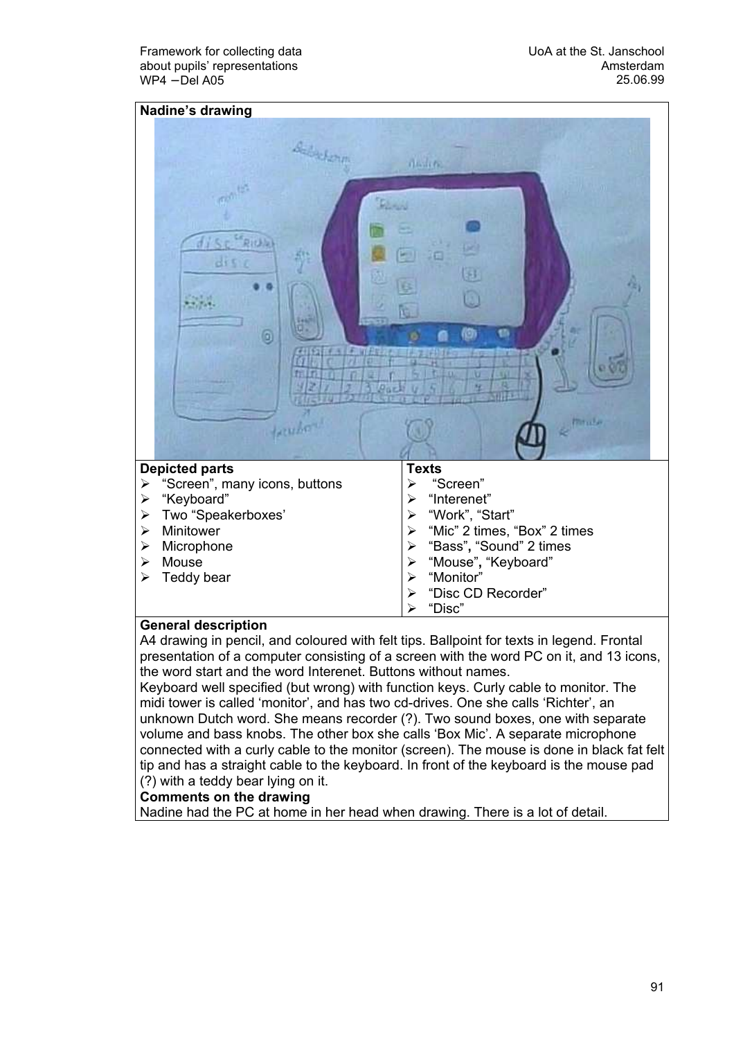**Nadine's drawing**

| Depicted parts | Texts |
|---|---|
| ➢ "Screen", many icons, buttons<br>➢ "Keyboard"<br>➢ Two "Speakerboxes'<br>➢ Minitower<br>➢ Microphone<br>➢ Mouse<br>➢ Teddy bear | ➢ "Screen"<br>➢ "Interenet"<br>➢ "Work", "Start"<br>➢ "Mic" 2 times, "Box" 2 times<br>➢ "Bass", "Sound" 2 times<br>➢ "Mouse", "Keyboard"<br>➢ "Monitor"<br>➢ "Disc CD Recorder"<br>➢ "Disc" |

**General description**

A4 drawing in pencil, and coloured with felt tips. Ballpoint for texts in legend. Frontal presentation of a computer consisting of a screen with the word PC on it, and 13 icons, the word start and the word Interenet. Buttons without names.
Keyboard well specified (but wrong) with function keys. Curly cable to monitor. The midi tower is called 'monitor', and has two cd-drives. One she calls 'Richter', an unknown Dutch word. She means recorder (?). Two sound boxes, one with separate volume and bass knobs. The other box she calls 'Box Mic'. A separate microphone connected with a curly cable to the monitor (screen). The mouse is done in black fat felt tip and has a straight cable to the keyboard. In front of the keyboard is the mouse pad (?) with a teddy bear lying on it.

**Comments on the drawing**

Nadine had the PC at home in her head when drawing. There is a lot of detail.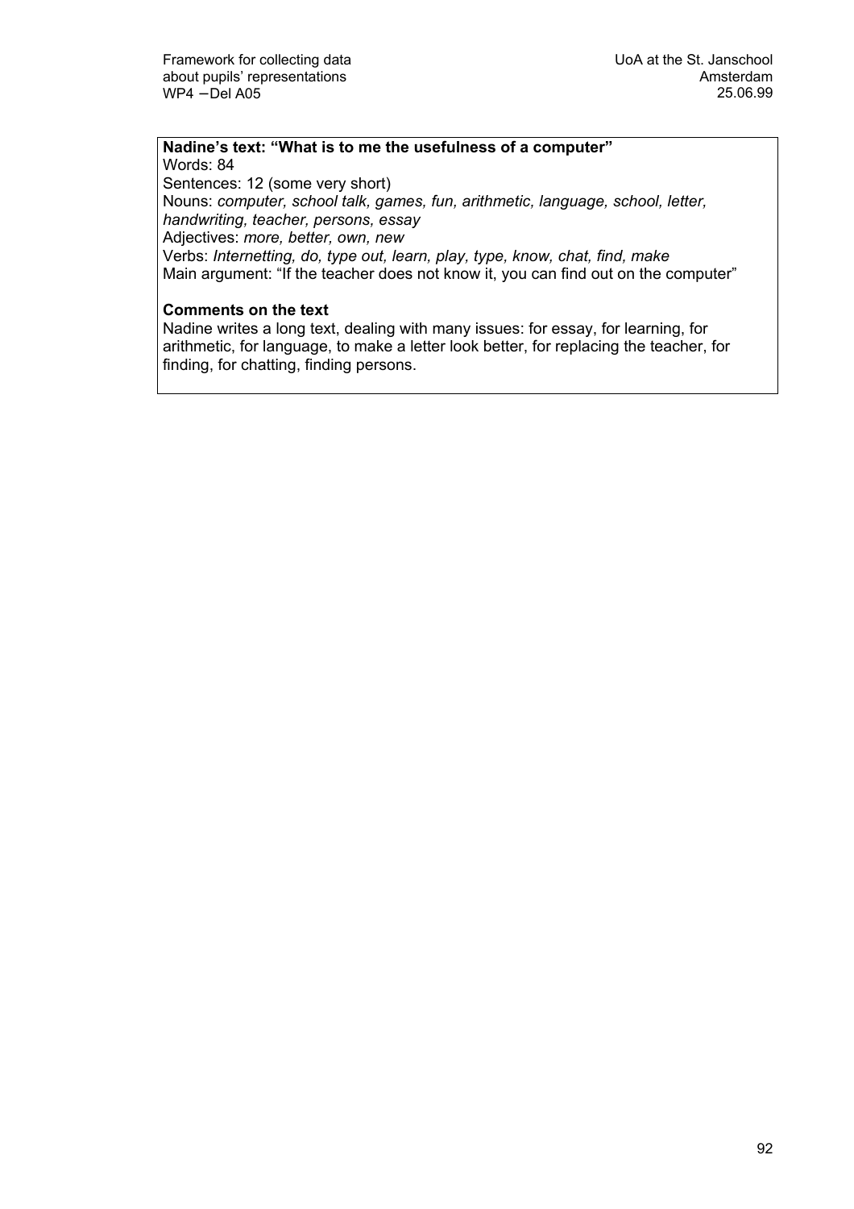**Nadine's text: "What is to me the usefulness of a computer"**
Words: 84
Sentences: 12 (some very short)
Nouns: *computer, school talk, games, fun, arithmetic, language, school, letter, handwriting, teacher, persons, essay*
Adjectives: *more, better, own, new*
Verbs: *Internetting, do, type out, learn, play, type, know, chat, find, make*
Main argument: "If the teacher does not know it, you can find out on the computer"

**Comments on the text**
Nadine writes a long text, dealing with many issues: for essay, for learning, for arithmetic, for language, to make a letter look better, for replacing the teacher, for finding, for chatting, finding persons.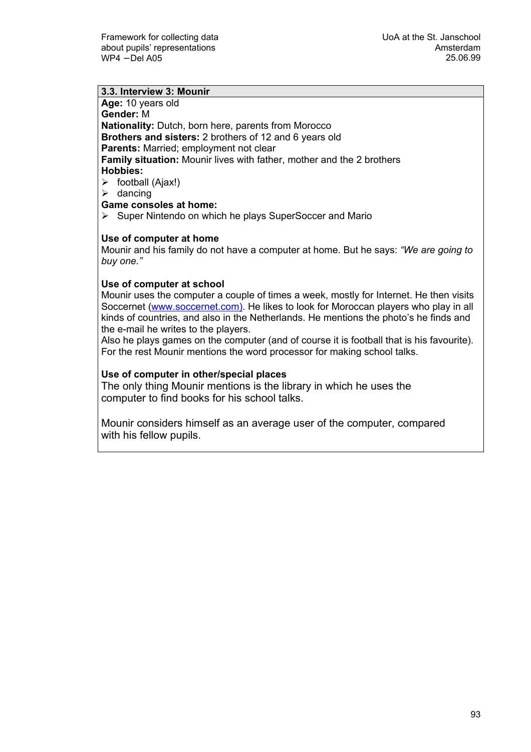### 3.3. Interview 3: Mounir

**Age:** 10 years old
**Gender:** M
**Nationality:** Dutch, born here, parents from Morocco
**Brothers and sisters:** 2 brothers of 12 and 6 years old
**Parents:** Married; employment not clear
**Family situation:** Mounir lives with father, mother and the 2 brothers
**Hobbies:**

- football (Ajax!)
- dancing

**Game consoles at home:**

- Super Nintendo on which he plays SuperSoccer and Mario

**Use of computer at home**

Mounir and his family do not have a computer at home. But he says: *"We are going to buy one."*

**Use of computer at school**

Mounir uses the computer a couple of times a week, mostly for Internet. He then visits Soccernet (www.soccernet.com). He likes to look for Moroccan players who play in all kinds of countries, and also in the Netherlands. He mentions the photo's he finds and the e-mail he writes to the players.
Also he plays games on the computer (and of course it is football that is his favourite). For the rest Mounir mentions the word processor for making school talks.

**Use of computer in other/special places**

The only thing Mounir mentions is the library in which he uses the computer to find books for his school talks.

Mounir considers himself as an average user of the computer, compared with his fellow pupils.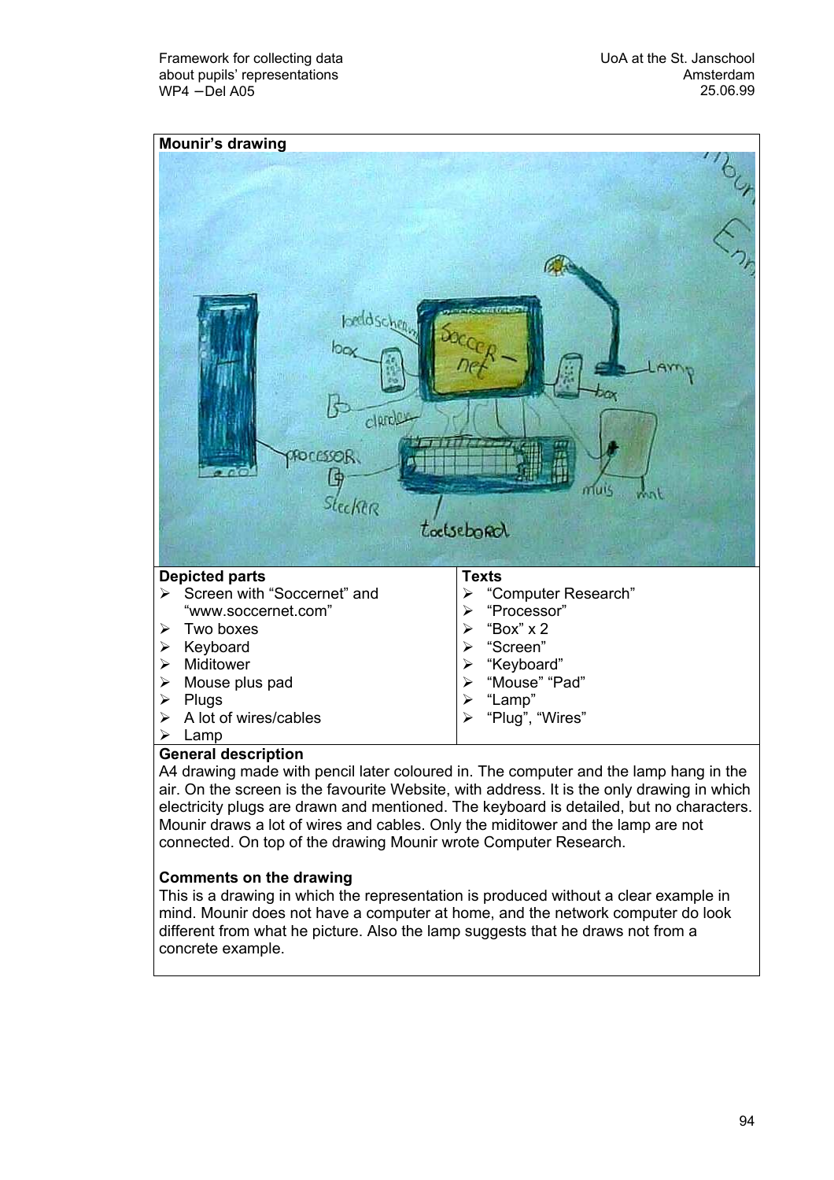**Mounir's drawing**

| Depicted parts | Texts |
|---|---|
| ➢ Screen with "Soccernet" and "www.soccernet.com"<br>➢ Two boxes<br>➢ Keyboard<br>➢ Miditower<br>➢ Mouse plus pad<br>➢ Plugs<br>➢ A lot of wires/cables<br>➢ Lamp | ➢ "Computer Research"<br>➢ "Processor"<br>➢ "Box" x 2<br>➢ "Screen"<br>➢ "Keyboard"<br>➢ "Mouse" "Pad"<br>➢ "Lamp"<br>➢ "Plug", "Wires" |

**General description**

A4 drawing made with pencil later coloured in. The computer and the lamp hang in the air. On the screen is the favourite Website, with address. It is the only drawing in which electricity plugs are drawn and mentioned. The keyboard is detailed, but no characters. Mounir draws a lot of wires and cables. Only the miditower and the lamp are not connected. On top of the drawing Mounir wrote Computer Research.

**Comments on the drawing**

This is a drawing in which the representation is produced without a clear example in mind. Mounir does not have a computer at home, and the network computer do look different from what he picture. Also the lamp suggests that he draws not from a concrete example.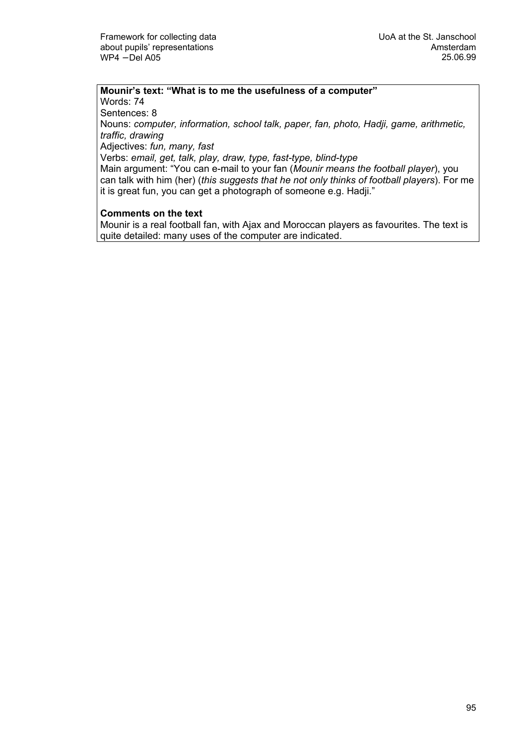**Mounir's text: "What is to me the usefulness of a computer"**

Words: 74

Sentences: 8

Nouns: *computer, information, school talk, paper, fan, photo, Hadji, game, arithmetic, traffic, drawing*

Adjectives: *fun, many, fast*

Verbs: *email, get, talk, play, draw, type, fast-type, blind-type*

Main argument: "You can e-mail to your fan (*Mounir means the football player*), you can talk with him (her) (*this suggests that he not only thinks of football players*). For me it is great fun, you can get a photograph of someone e.g. Hadji."

**Comments on the text**

Mounir is a real football fan, with Ajax and Moroccan players as favourites. The text is quite detailed: many uses of the computer are indicated.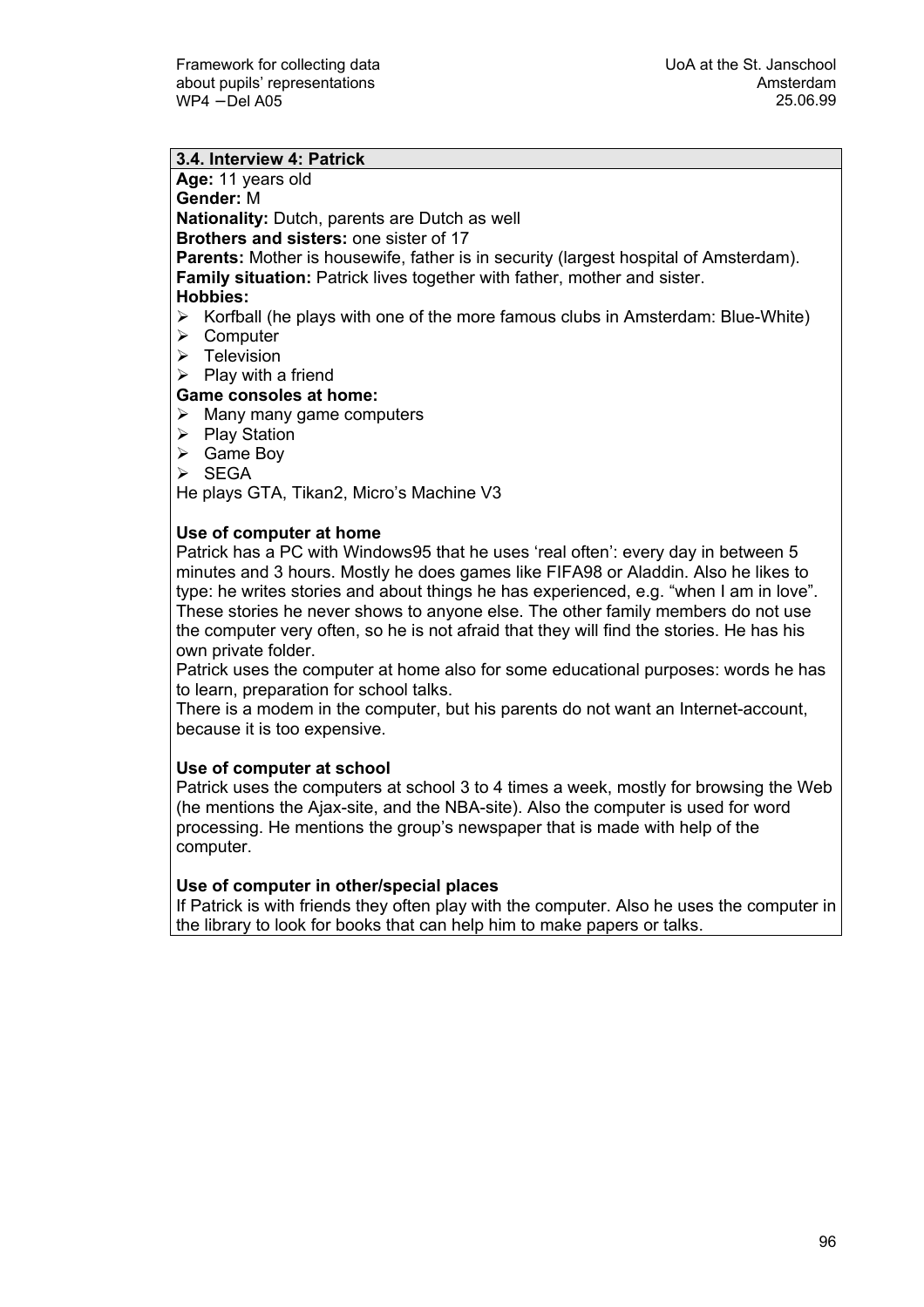### 3.4. Interview 4: Patrick

**Age:** 11 years old
**Gender:** M
**Nationality:** Dutch, parents are Dutch as well
**Brothers and sisters:** one sister of 17
**Parents:** Mother is housewife, father is in security (largest hospital of Amsterdam).
**Family situation:** Patrick lives together with father, mother and sister.
**Hobbies:**

- Korfball (he plays with one of the more famous clubs in Amsterdam: Blue-White)
- Computer
- Television
- Play with a friend

**Game consoles at home:**

- Many many game computers
- Play Station
- Game Boy
- SEGA

He plays GTA, Tikan2, Micro's Machine V3

**Use of computer at home**

Patrick has a PC with Windows95 that he uses 'real often': every day in between 5 minutes and 3 hours. Mostly he does games like FIFA98 or Aladdin. Also he likes to type: he writes stories and about things he has experienced, e.g. "when I am in love". These stories he never shows to anyone else. The other family members do not use the computer very often, so he is not afraid that they will find the stories. He has his own private folder.

Patrick uses the computer at home also for some educational purposes: words he has to learn, preparation for school talks.

There is a modem in the computer, but his parents do not want an Internet-account, because it is too expensive.

**Use of computer at school**

Patrick uses the computers at school 3 to 4 times a week, mostly for browsing the Web (he mentions the Ajax-site, and the NBA-site). Also the computer is used for word processing. He mentions the group's newspaper that is made with help of the computer.

**Use of computer in other/special places**

If Patrick is with friends they often play with the computer. Also he uses the computer in the library to look for books that can help him to make papers or talks.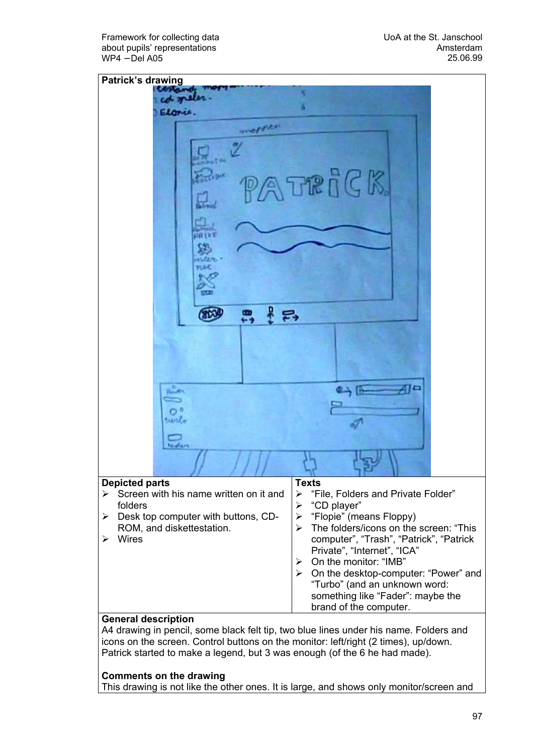**Patrick's drawing**

| Depicted parts | Texts |
|---|---|
| ➢ Screen with his name written on it and folders<br>➢ Desk top computer with buttons, CD-ROM, and diskettestation.<br>➢ Wires | ➢ "File, Folders and Private Folder"<br>➢ "CD player"<br>➢ "Flopie" (means Floppy)<br>➢ The folders/icons on the screen: "This computer", "Trash", "Patrick", "Patrick Private", "Internet", "ICA"<br>➢ On the monitor: "IMB"<br>➢ On the desktop-computer: "Power" and "Turbo" (and an unknown word: something like "Fader": maybe the brand of the computer. |

**General description**

A4 drawing in pencil, some black felt tip, two blue lines under his name. Folders and icons on the screen. Control buttons on the monitor: left/right (2 times), up/down. Patrick started to make a legend, but 3 was enough (of the 6 he had made).

**Comments on the drawing**

This drawing is not like the other ones. It is large, and shows only monitor/screen and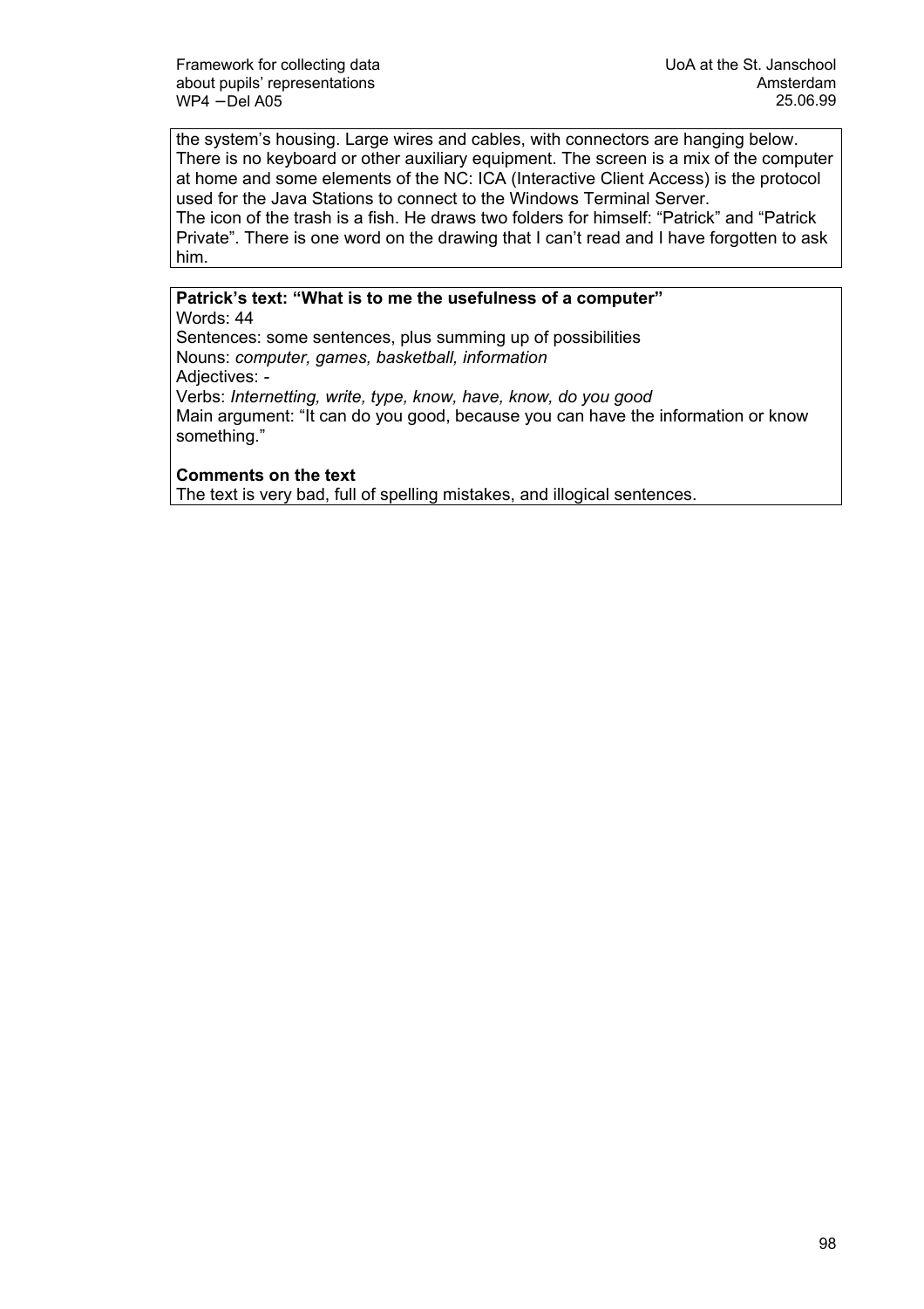the system's housing. Large wires and cables, with connectors are hanging below. There is no keyboard or other auxiliary equipment. The screen is a mix of the computer at home and some elements of the NC: ICA (Interactive Client Access) is the protocol used for the Java Stations to connect to the Windows Terminal Server.
The icon of the trash is a fish. He draws two folders for himself: "Patrick" and "Patrick Private". There is one word on the drawing that I can't read and I have forgotten to ask him.

**Patrick's text: "What is to me the usefulness of a computer"**
Words: 44
Sentences: some sentences, plus summing up of possibilities
Nouns: *computer, games, basketball, information*
Adjectives: -
Verbs: *Internetting, write, type, know, have, know, do you good*
Main argument: "It can do you good, because you can have the information or know something."

**Comments on the text**
The text is very bad, full of spelling mistakes, and illogical sentences.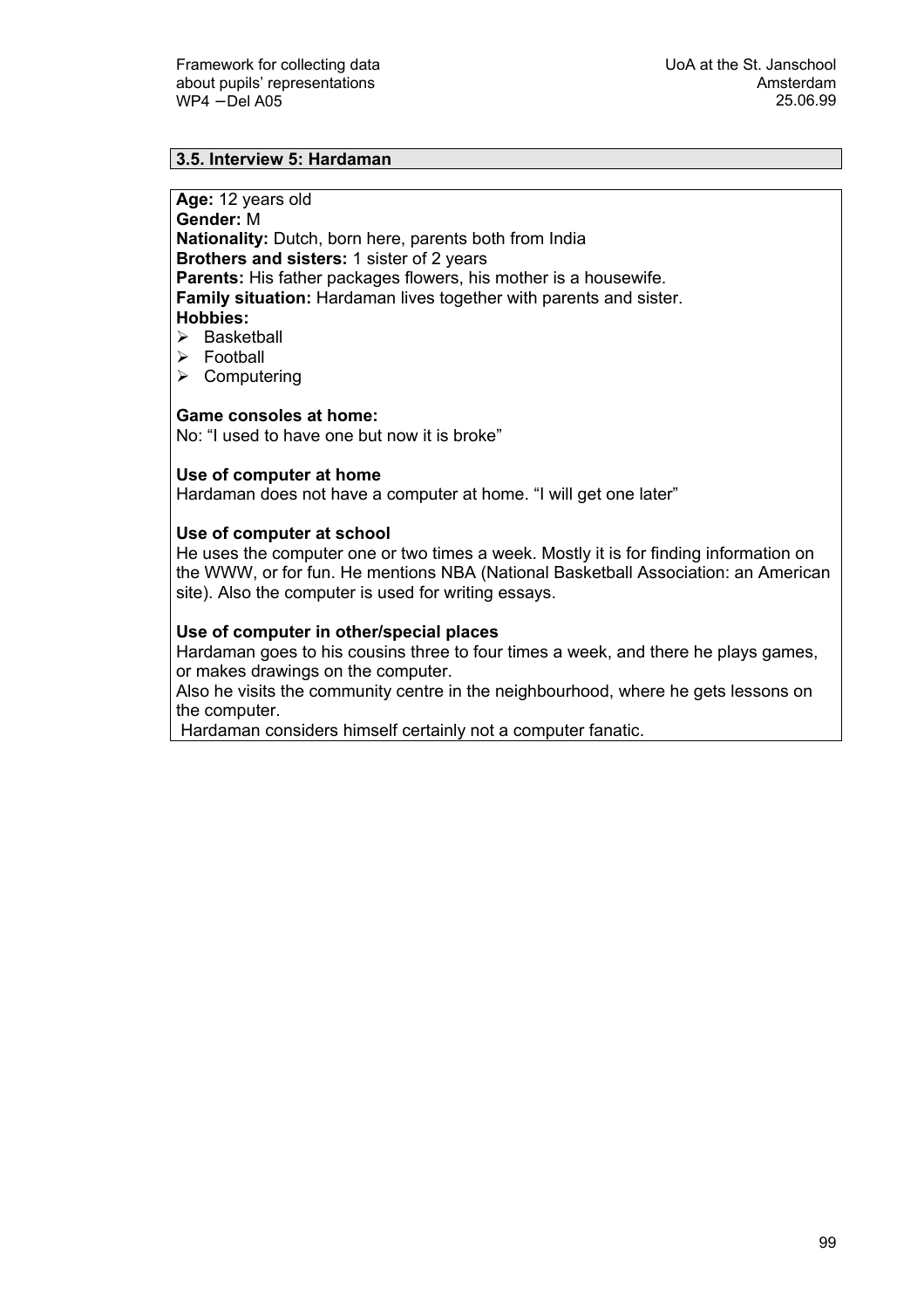### 3.5. Interview 5: Hardaman

**Age:** 12 years old
**Gender:** M
**Nationality:** Dutch, born here, parents both from India
**Brothers and sisters:** 1 sister of 2 years
**Parents:** His father packages flowers, his mother is a housewife.
**Family situation:** Hardaman lives together with parents and sister.
**Hobbies:**

- Basketball
- Football
- Computering

**Game consoles at home:**
No: "I used to have one but now it is broke"

**Use of computer at home**
Hardaman does not have a computer at home. "I will get one later"

**Use of computer at school**
He uses the computer one or two times a week. Mostly it is for finding information on the WWW, or for fun. He mentions NBA (National Basketball Association: an American site). Also the computer is used for writing essays.

**Use of computer in other/special places**
Hardaman goes to his cousins three to four times a week, and there he plays games, or makes drawings on the computer.
Also he visits the community centre in the neighbourhood, where he gets lessons on the computer.
Hardaman considers himself certainly not a computer fanatic.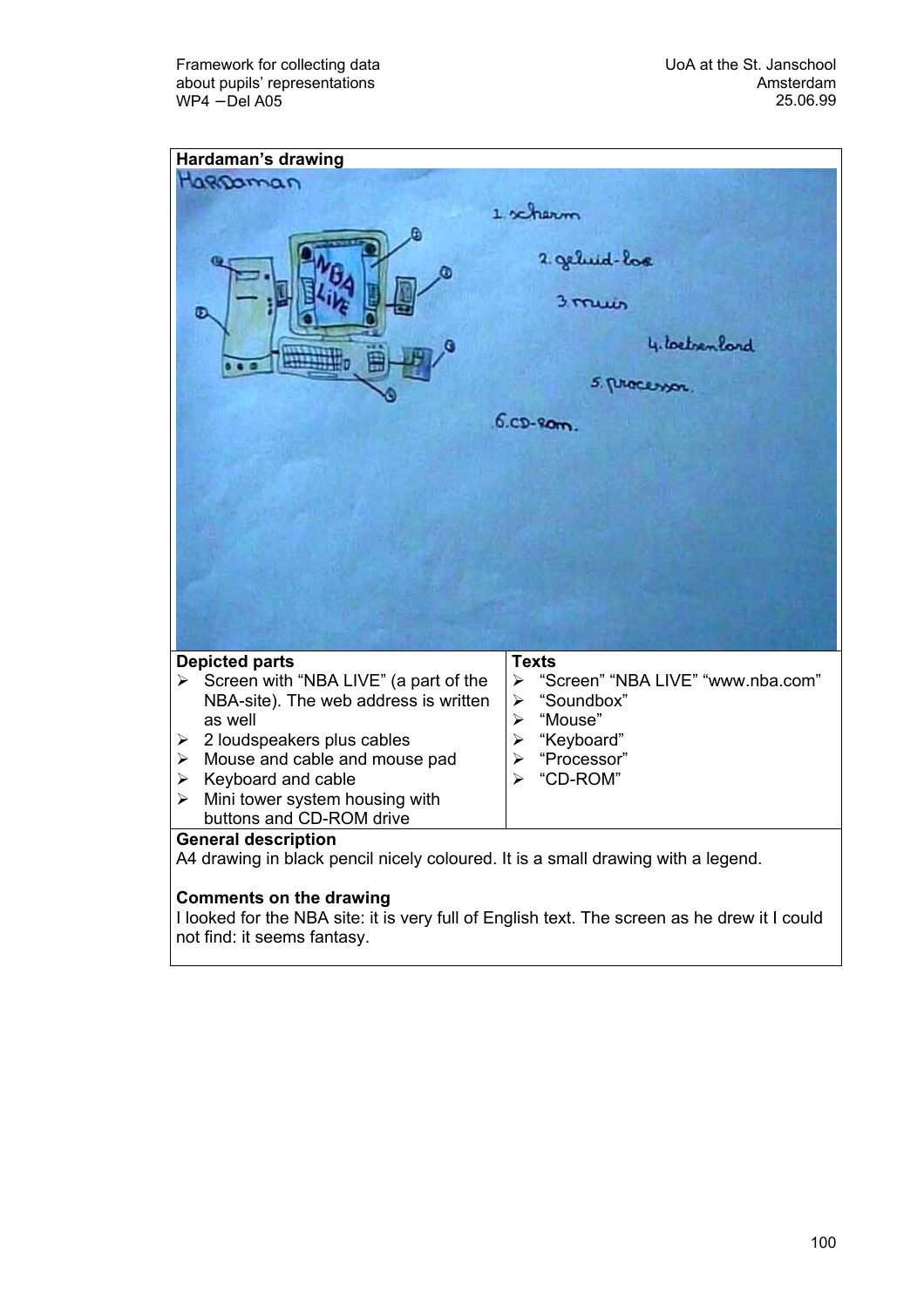**Hardaman's drawing**

| **Depicted parts** | **Texts** |
|---|---|
| ➢ Screen with "NBA LIVE" (a part of the NBA-site). The web address is written as well<br>➢ 2 loudspeakers plus cables<br>➢ Mouse and cable and mouse pad<br>➢ Keyboard and cable<br>➢ Mini tower system housing with buttons and CD-ROM drive | ➢ "Screen" "NBA LIVE" "www.nba.com"<br>➢ "Soundbox"<br>➢ "Mouse"<br>➢ "Keyboard"<br>➢ "Processor"<br>➢ "CD-ROM" |

**General description**

A4 drawing in black pencil nicely coloured. It is a small drawing with a legend.

**Comments on the drawing**

I looked for the NBA site: it is very full of English text. The screen as he drew it I could not find: it seems fantasy.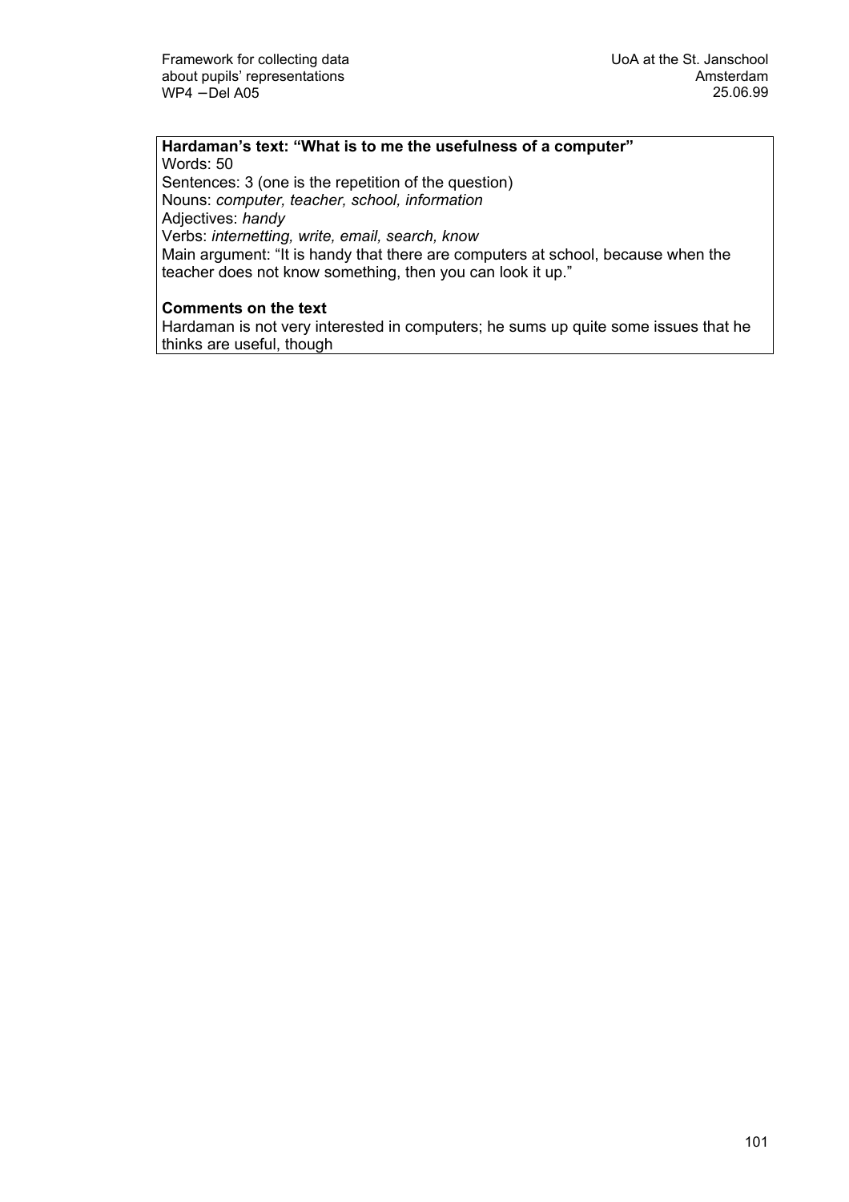**Hardaman's text: "What is to me the usefulness of a computer"**

Words: 50
Sentences: 3 (one is the repetition of the question)
Nouns: *computer, teacher, school, information*
Adjectives: *handy*
Verbs: *internetting, write, email, search, know*
Main argument: "It is handy that there are computers at school, because when the teacher does not know something, then you can look it up."

**Comments on the text**

Hardaman is not very interested in computers; he sums up quite some issues that he thinks are useful, though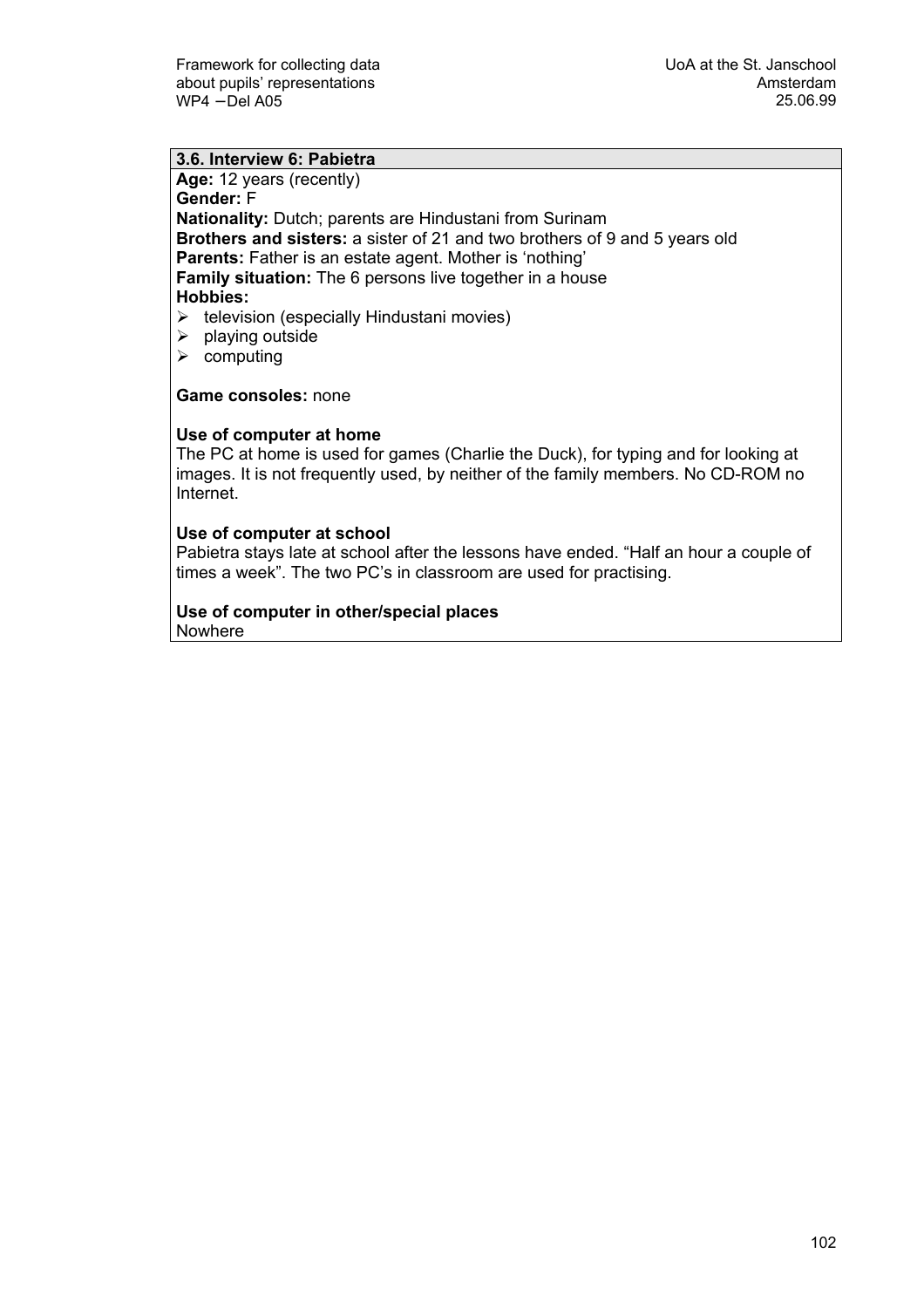### 3.6. Interview 6: Pabietra

**Age:** 12 years (recently)
**Gender:** F
**Nationality:** Dutch; parents are Hindustani from Surinam
**Brothers and sisters:** a sister of 21 and two brothers of 9 and 5 years old
**Parents:** Father is an estate agent. Mother is 'nothing'
**Family situation:** The 6 persons live together in a house
**Hobbies:**

- television (especially Hindustani movies)
- playing outside
- computing

**Game consoles:** none

**Use of computer at home**
The PC at home is used for games (Charlie the Duck), for typing and for looking at images. It is not frequently used, by neither of the family members. No CD-ROM no Internet.

**Use of computer at school**
Pabietra stays late at school after the lessons have ended. "Half an hour a couple of times a week". The two PC's in classroom are used for practising.

**Use of computer in other/special places**
Nowhere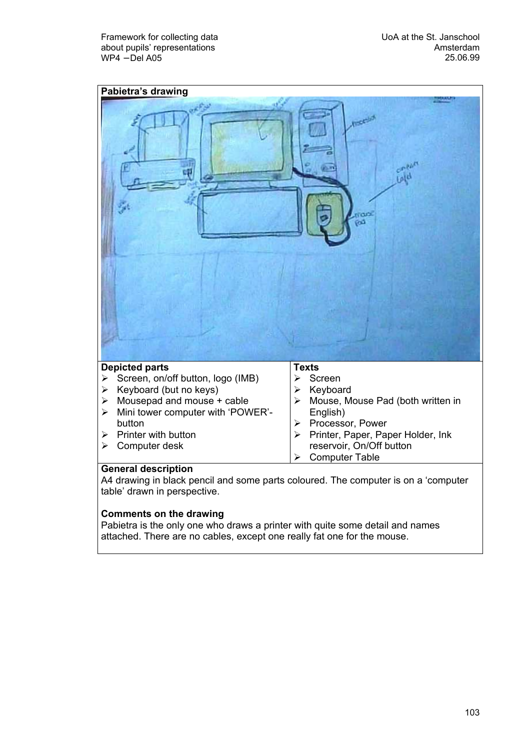**Pabietra's drawing**

| **Depicted parts** | **Texts** |
|---|---|
| ➢ Screen, on/off button, logo (IMB)<br>➢ Keyboard (but no keys)<br>➢ Mousepad and mouse + cable<br>➢ Mini tower computer with 'POWER'-button<br>➢ Printer with button<br>➢ Computer desk | ➢ Screen<br>➢ Keyboard<br>➢ Mouse, Mouse Pad (both written in English)<br>➢ Processor, Power<br>➢ Printer, Paper, Paper Holder, Ink reservoir, On/Off button<br>➢ Computer Table |

**General description**

A4 drawing in black pencil and some parts coloured. The computer is on a 'computer table' drawn in perspective.

**Comments on the drawing**

Pabietra is the only one who draws a printer with quite some detail and names attached. There are no cables, except one really fat one for the mouse.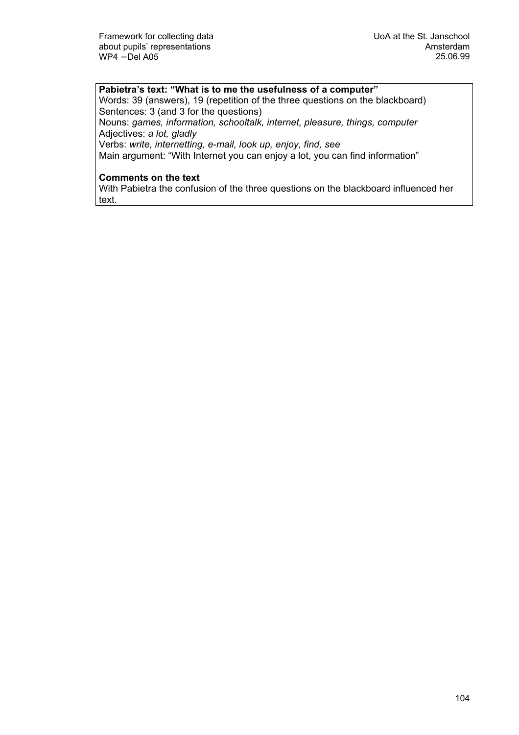**Pabietra's text: "What is to me the usefulness of a computer"**

Words: 39 (answers), 19 (repetition of the three questions on the blackboard)
Sentences: 3 (and 3 for the questions)
Nouns: *games, information, schooltalk, internet, pleasure, things, computer*
Adjectives: *a lot, gladly*
Verbs: *write, internetting, e-mail, look up, enjoy, find, see*
Main argument: "With Internet you can enjoy a lot, you can find information"

**Comments on the text**

With Pabietra the confusion of the three questions on the blackboard influenced her text.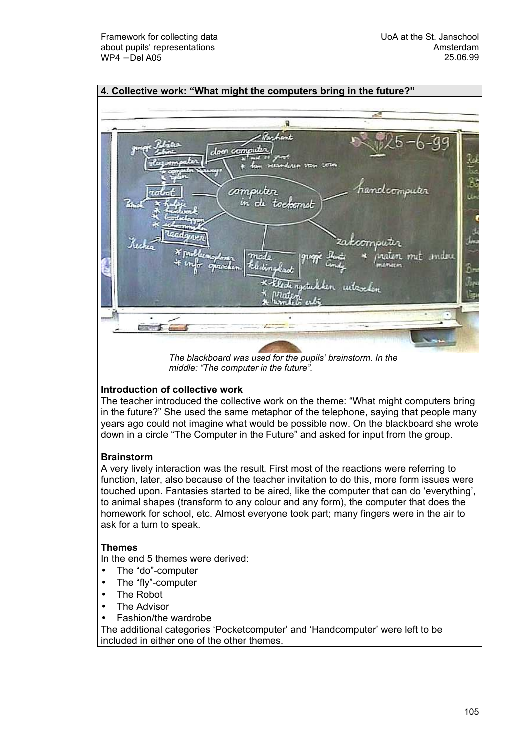## 4. Collective work: "What might the computers bring in the future?"

*The blackboard was used for the pupils' brainstorm. In the middle: "The computer in the future".*

### Introduction of collective work

The teacher introduced the collective work on the theme: "What might computers bring in the future?" She used the same metaphor of the telephone, saying that people many years ago could not imagine what would be possible now. On the blackboard she wrote down in a circle "The Computer in the Future" and asked for input from the group.

### Brainstorm

A very lively interaction was the result. First most of the reactions were referring to function, later, also because of the teacher invitation to do this, more form issues were touched upon. Fantasies started to be aired, like the computer that can do 'everything', to animal shapes (transform to any colour and any form), the computer that does the homework for school, etc. Almost everyone took part; many fingers were in the air to ask for a turn to speak.

### Themes

In the end 5 themes were derived:

- The "do"-computer
- The "fly"-computer
- The Robot
- The Advisor
- Fashion/the wardrobe

The additional categories 'Pocketcomputer' and 'Handcomputer' were left to be included in either one of the other themes.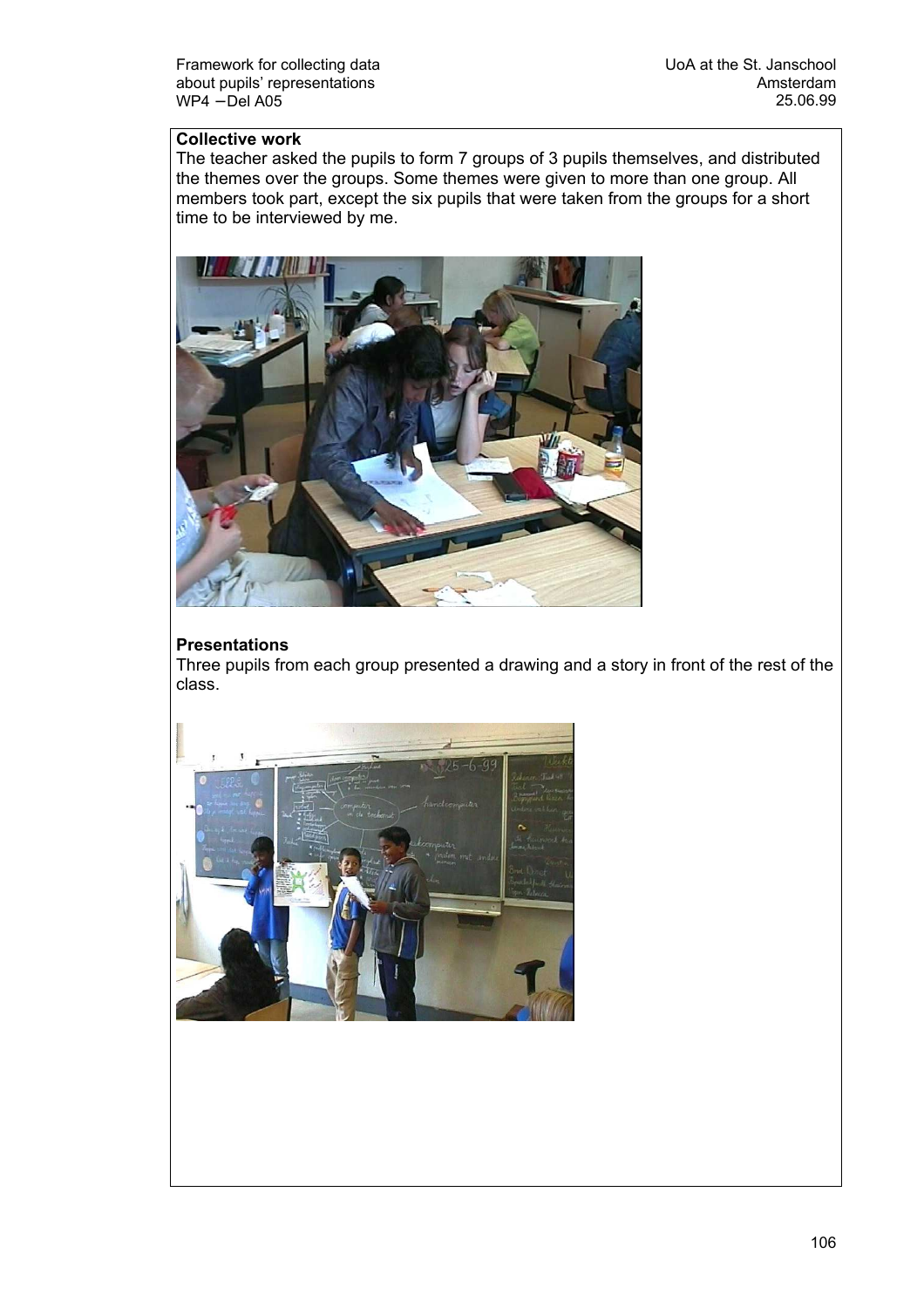**Collective work**

The teacher asked the pupils to form 7 groups of 3 pupils themselves, and distributed the themes over the groups. Some themes were given to more than one group. All members took part, except the six pupils that were taken from the groups for a short time to be interviewed by me.

**Presentations**

Three pupils from each group presented a drawing and a story in front of the rest of the class.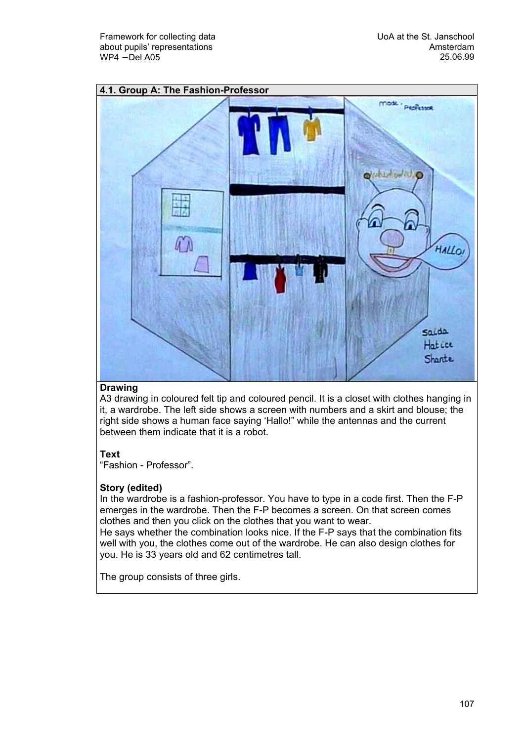## 4.1. Group A: The Fashion-Professor

**Drawing**

A3 drawing in coloured felt tip and coloured pencil. It is a closet with clothes hanging in it, a wardrobe. The left side shows a screen with numbers and a skirt and blouse; the right side shows a human face saying 'Hallo!" while the antennas and the current between them indicate that it is a robot.

**Text**

"Fashion - Professor".

**Story (edited)**

In the wardrobe is a fashion-professor. You have to type in a code first. Then the F-P emerges in the wardrobe. Then the F-P becomes a screen. On that screen comes clothes and then you click on the clothes that you want to wear.

He says whether the combination looks nice. If the F-P says that the combination fits well with you, the clothes come out of the wardrobe. He can also design clothes for you. He is 33 years old and 62 centimetres tall.

The group consists of three girls.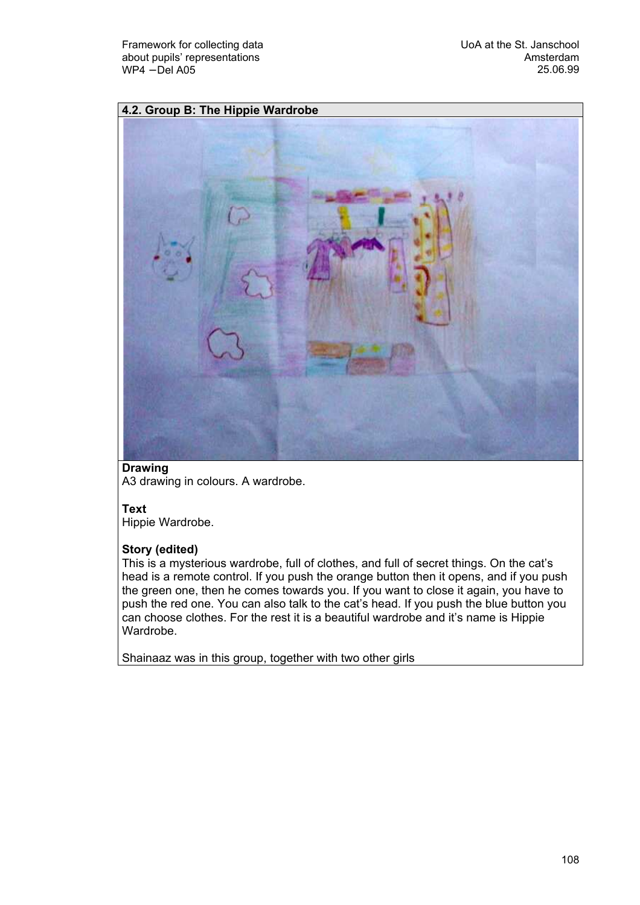## 4.2. Group B: The Hippie Wardrobe

**Drawing**

A3 drawing in colours. A wardrobe.

**Text**

Hippie Wardrobe.

**Story (edited)**

This is a mysterious wardrobe, full of clothes, and full of secret things. On the cat's head is a remote control. If you push the orange button then it opens, and if you push the green one, then he comes towards you. If you want to close it again, you have to push the red one. You can also talk to the cat's head. If you push the blue button you can choose clothes. For the rest it is a beautiful wardrobe and it's name is Hippie Wardrobe.

Shainaaz was in this group, together with two other girls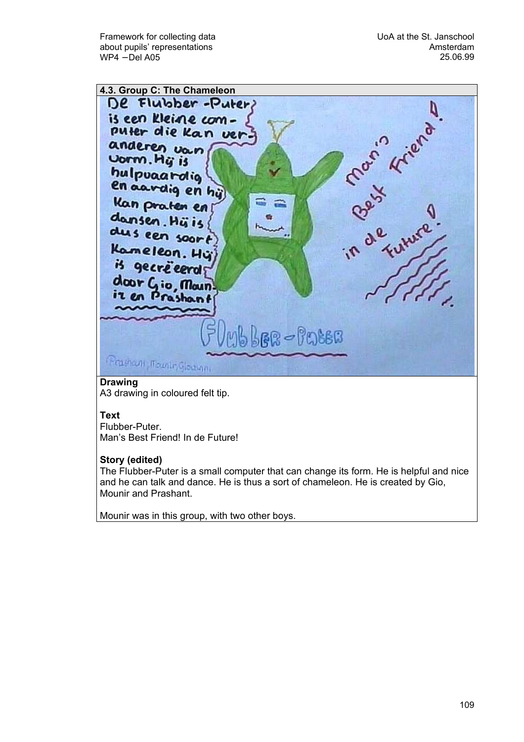### 4.3. Group C: The Chameleon

**Drawing**

A3 drawing in coloured felt tip.

**Text**

Flubber-Puter.
Man's Best Friend! In de Future!

**Story (edited)**

The Flubber-Puter is a small computer that can change its form. He is helpful and nice and he can talk and dance. He is thus a sort of chameleon. He is created by Gio, Mounir and Prashant.

Mounir was in this group, with two other boys.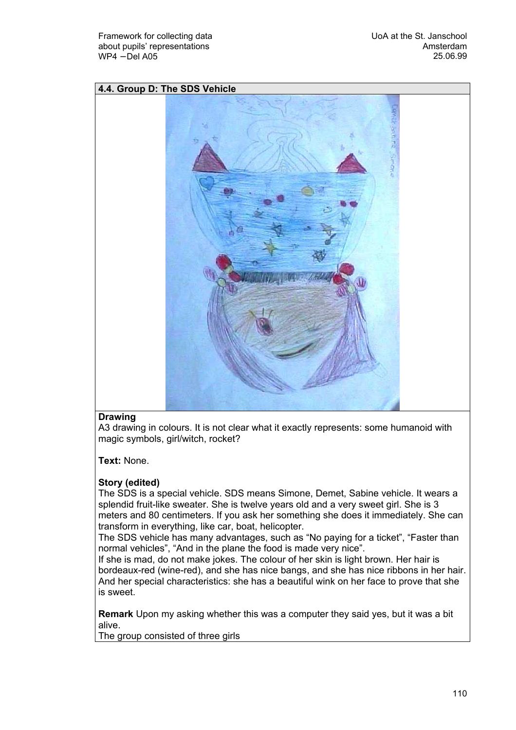### 4.4. Group D: The SDS Vehicle

**Drawing**
A3 drawing in colours. It is not clear what it exactly represents: some humanoid with magic symbols, girl/witch, rocket?

**Text:** None.

**Story (edited)**
The SDS is a special vehicle. SDS means Simone, Demet, Sabine vehicle. It wears a splendid fruit-like sweater. She is twelve years old and a very sweet girl. She is 3 meters and 80 centimeters. If you ask her something she does it immediately. She can transform in everything, like car, boat, helicopter.
The SDS vehicle has many advantages, such as "No paying for a ticket", "Faster than normal vehicles", "And in the plane the food is made very nice".
If she is mad, do not make jokes. The colour of her skin is light brown. Her hair is bordeaux-red (wine-red), and she has nice bangs, and she has nice ribbons in her hair. And her special characteristics: she has a beautiful wink on her face to prove that she is sweet.

**Remark** Upon my asking whether this was a computer they said yes, but it was a bit alive.
The group consisted of three girls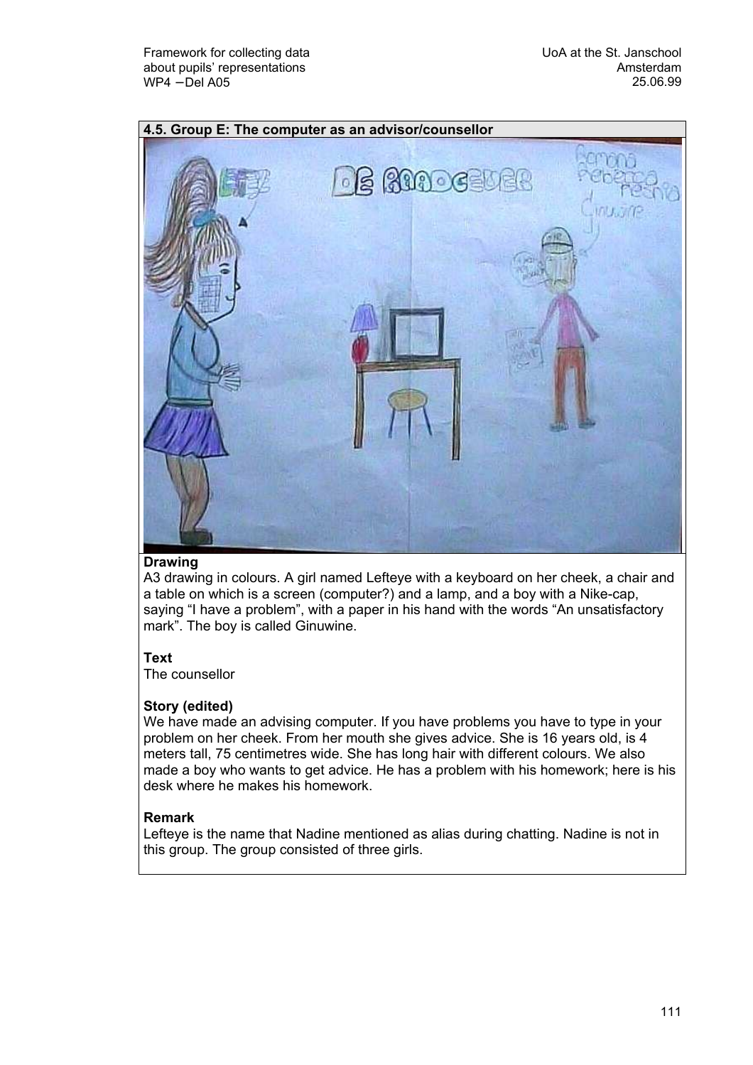## 4.5. Group E: The computer as an advisor/counsellor

**Drawing**

A3 drawing in colours. A girl named Lefteye with a keyboard on her cheek, a chair and a table on which is a screen (computer?) and a lamp, and a boy with a Nike-cap, saying "I have a problem", with a paper in his hand with the words "An unsatisfactory mark". The boy is called Ginuwine.

**Text**

The counsellor

**Story (edited)**

We have made an advising computer. If you have problems you have to type in your problem on her cheek. From her mouth she gives advice. She is 16 years old, is 4 meters tall, 75 centimetres wide. She has long hair with different colours. We also made a boy who wants to get advice. He has a problem with his homework; here is his desk where he makes his homework.

**Remark**

Lefteye is the name that Nadine mentioned as alias during chatting. Nadine is not in this group. The group consisted of three girls.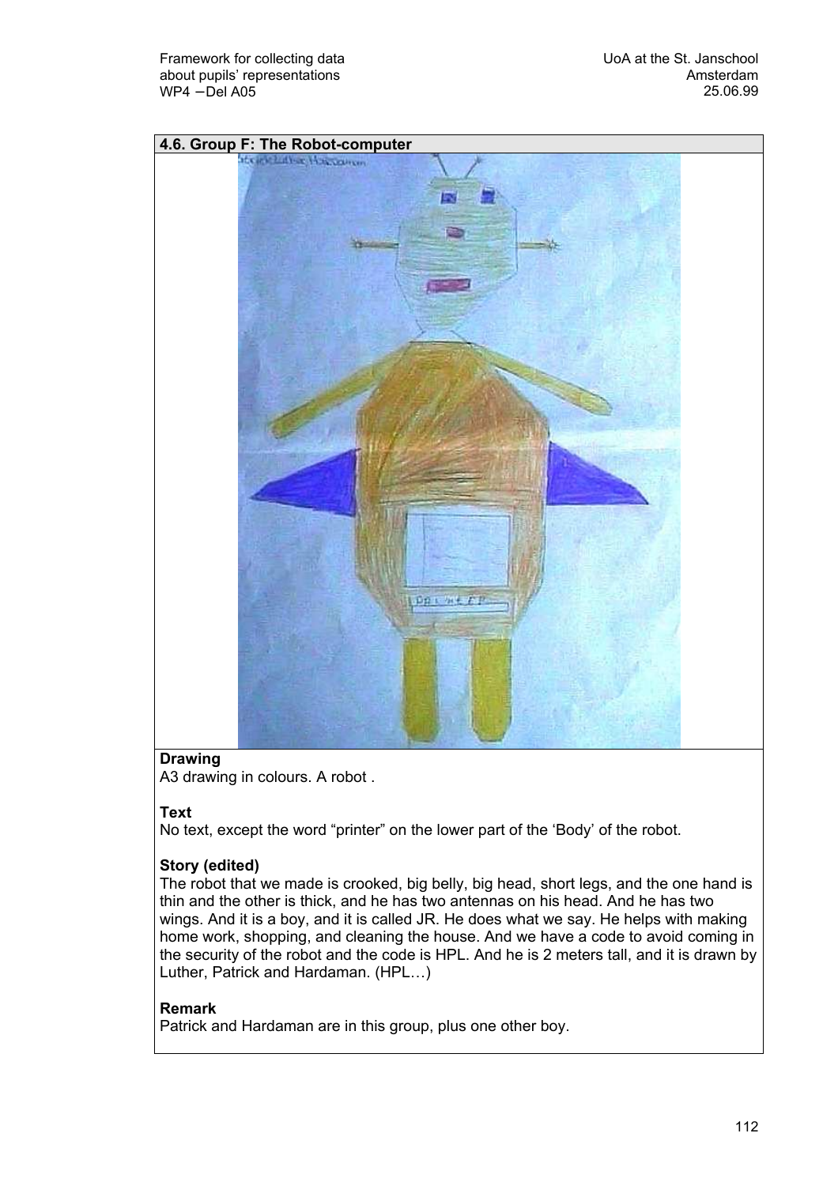## 4.6. Group F: The Robot-computer

**Drawing**
A3 drawing in colours. A robot .

**Text**
No text, except the word "printer" on the lower part of the 'Body' of the robot.

**Story (edited)**
The robot that we made is crooked, big belly, big head, short legs, and the one hand is thin and the other is thick, and he has two antennas on his head. And he has two wings. And it is a boy, and it is called JR. He does what we say. He helps with making home work, shopping, and cleaning the house. And we have a code to avoid coming in the security of the robot and the code is HPL. And he is 2 meters tall, and it is drawn by Luther, Patrick and Hardaman. (HPL…)

**Remark**
Patrick and Hardaman are in this group, plus one other boy.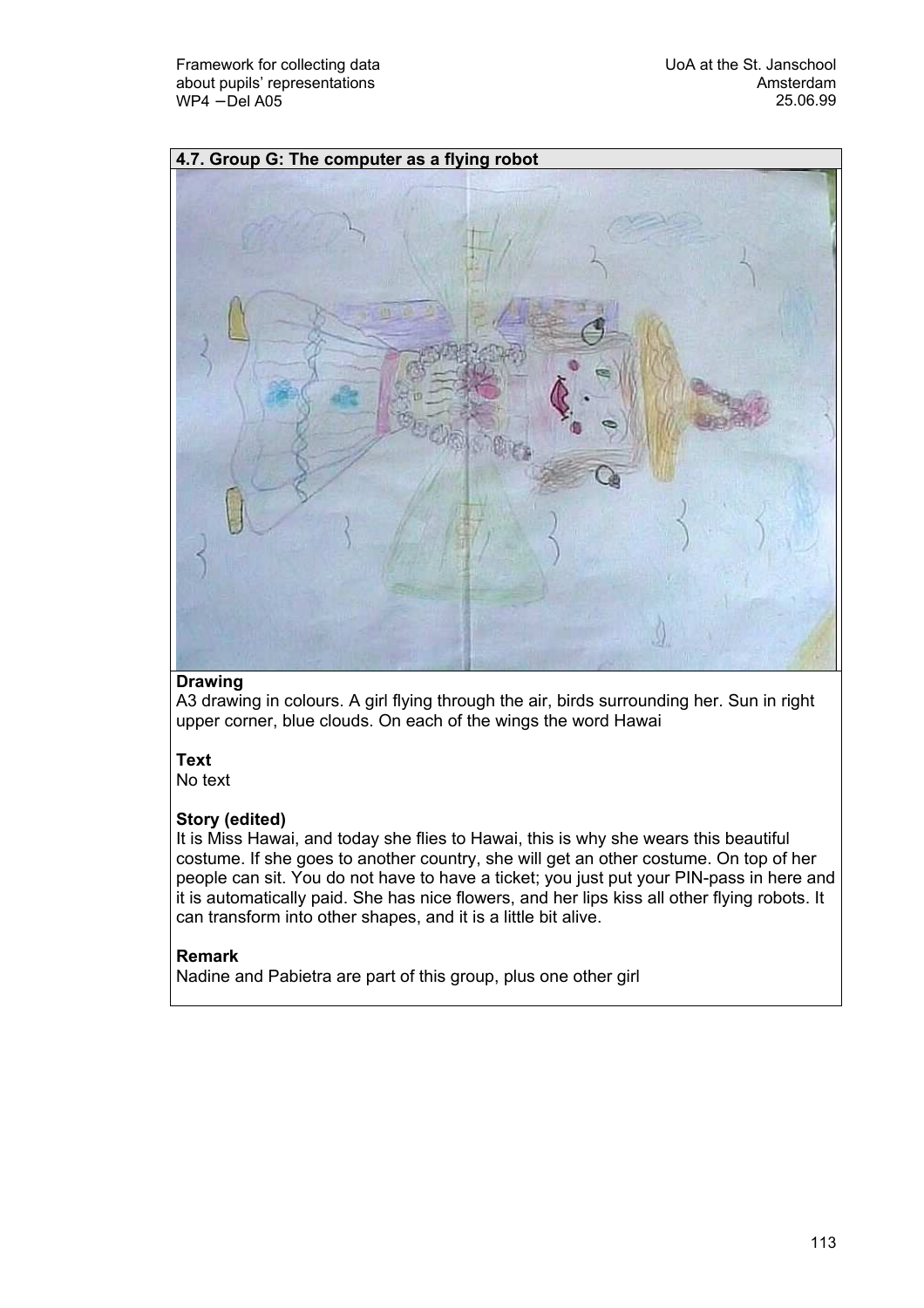## 4.7. Group G: The computer as a flying robot

**Drawing**

A3 drawing in colours. A girl flying through the air, birds surrounding her. Sun in right upper corner, blue clouds. On each of the wings the word Hawai

**Text**

No text

**Story (edited)**

It is Miss Hawai, and today she flies to Hawai, this is why she wears this beautiful costume. If she goes to another country, she will get an other costume. On top of her people can sit. You do not have to have a ticket; you just put your PIN-pass in here and it is automatically paid. She has nice flowers, and her lips kiss all other flying robots. It can transform into other shapes, and it is a little bit alive.

**Remark**

Nadine and Pabietra are part of this group, plus one other girl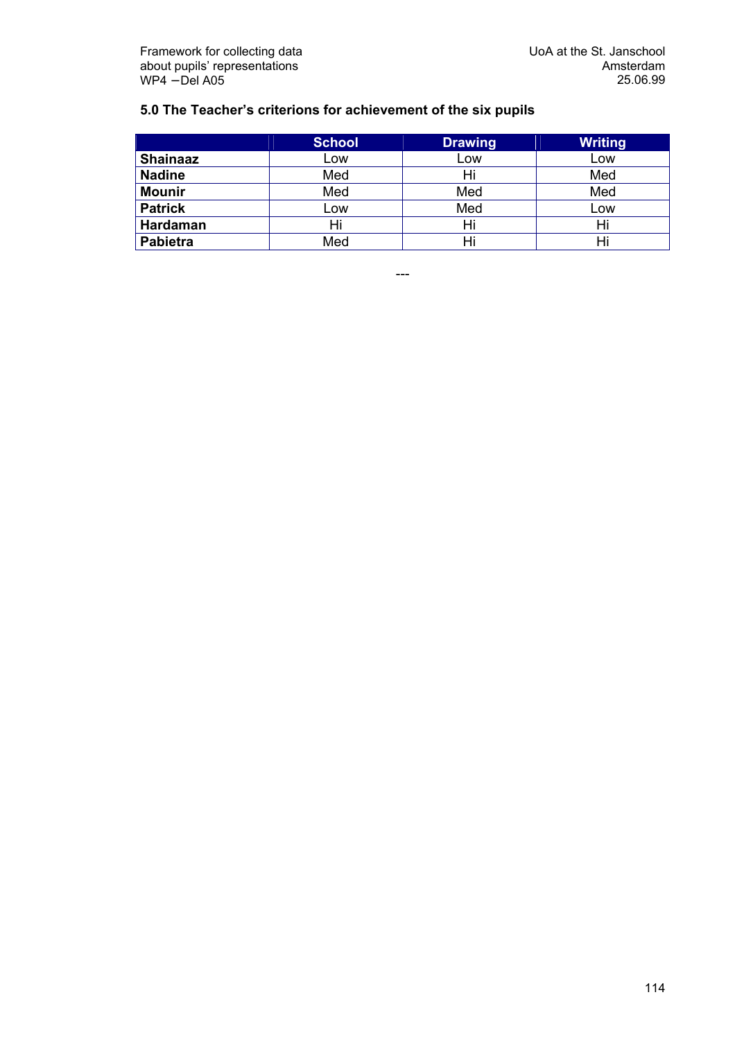### 5.0 The Teacher's criterions for achievement of the six pupils

| | School | Drawing | Writing |
|---|---|---|---|
| **Shainaaz** | Low | Low | Low |
| **Nadine** | Med | Hi | Med |
| **Mounir** | Med | Med | Med |
| **Patrick** | Low | Med | Low |
| **Hardaman** | Hi | Hi | Hi |
| **Pabietra** | Med | Hi | Hi |

---